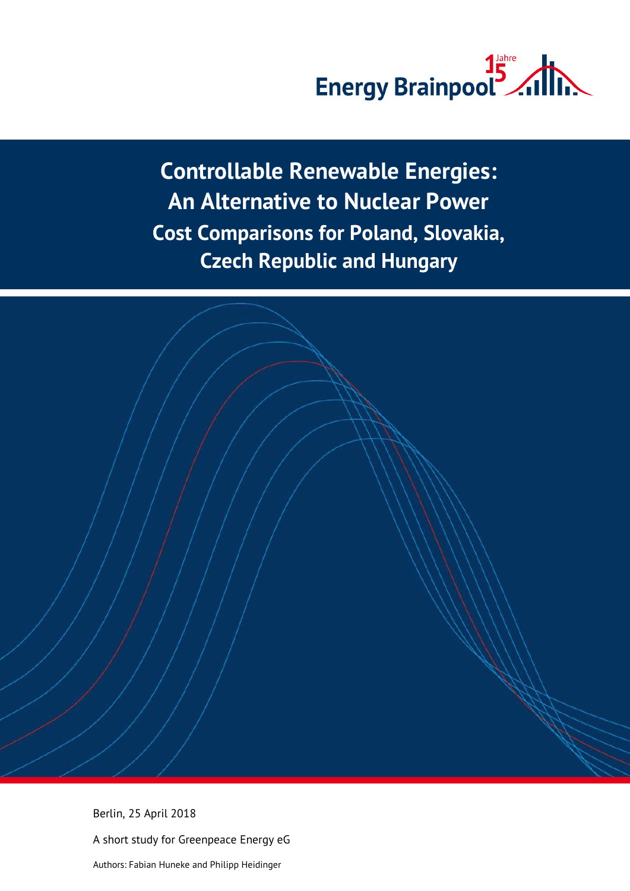Energy Brainpool

# Controllable Renewable Energies: An Alternative to Nuclear Power

## Cost Comparisons for Poland, Slovakia, Czech Republic and Hungary

Berlin, 25 April 2018

A short study for Greenpeace Energy eG

Authors: Fabian Huneke and Philipp Heidinger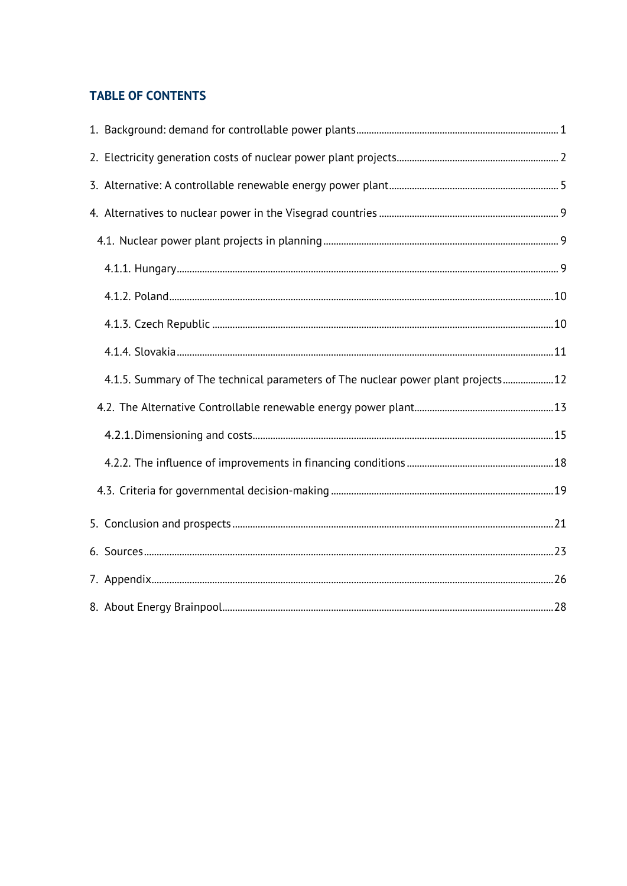## TABLE OF CONTENTS

1. Background: demand for controllable power plants ........ 1
2. Electricity generation costs of nuclear power plant projects ........ 2
3. Alternative: A controllable renewable energy power plant ........ 5
4. Alternatives to nuclear power in the Visegrad countries ........ 9
   - 4.1. Nuclear power plant projects in planning ........ 9
     - 4.1.1. Hungary ........ 9
     - 4.1.2. Poland ........ 10
     - 4.1.3. Czech Republic ........ 10
     - 4.1.4. Slovakia ........ 11
     - 4.1.5. Summary of The technical parameters of The nuclear power plant projects ........ 12
   - 4.2. The Alternative Controllable renewable energy power plant ........ 13
     - 4.2.1. Dimensioning and costs ........ 15
     - 4.2.2. The influence of improvements in financing conditions ........ 18
   - 4.3. Criteria for governmental decision-making ........ 19
5. Conclusion and prospects ........ 21
6. Sources ........ 23
7. Appendix ........ 26
8. About Energy Brainpool ........ 28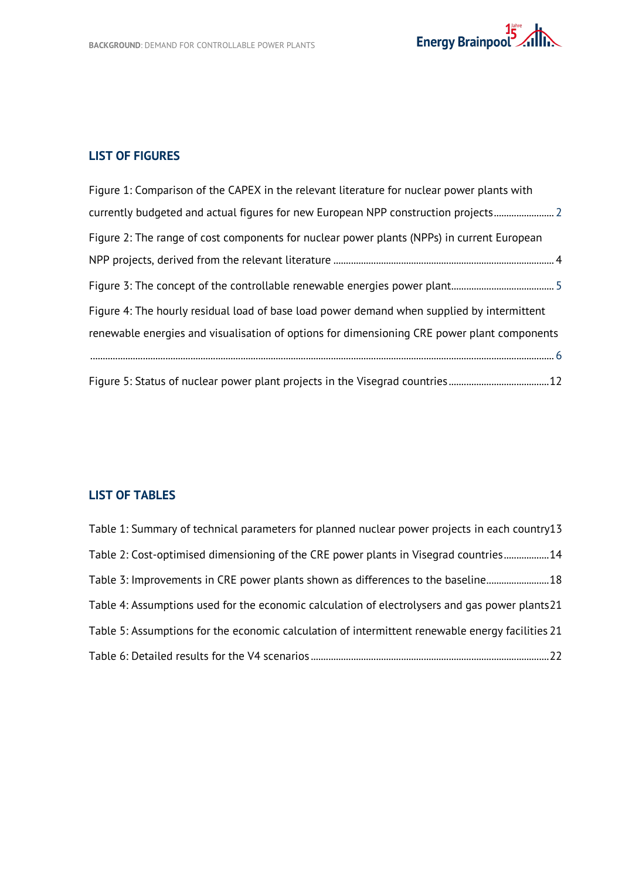## LIST OF FIGURES

Figure 1: Comparison of the CAPEX in the relevant literature for nuclear power plants with currently budgeted and actual figures for new European NPP construction projects........................ 2

Figure 2: The range of cost components for nuclear power plants (NPPs) in current European NPP projects, derived from the relevant literature ....................................................................................... 4

Figure 3: The concept of the controllable renewable energies power plant......................................... 5

Figure 4: The hourly residual load of base load power demand when supplied by intermittent renewable energies and visualisation of options for dimensioning CRE power plant components ........................................................................................................................................................ 6

Figure 5: Status of nuclear power plant projects in the Visegrad countries........................................12

## LIST OF TABLES

Table 1: Summary of technical parameters for planned nuclear power projects in each country13

Table 2: Cost-optimised dimensioning of the CRE power plants in Visegrad countries..................14

Table 3: Improvements in CRE power plants shown as differences to the baseline..........................18

Table 4: Assumptions used for the economic calculation of electrolysers and gas power plants21

Table 5: Assumptions for the economic calculation of intermittent renewable energy facilities 21

Table 6: Detailed results for the V4 scenarios.............................................................................................22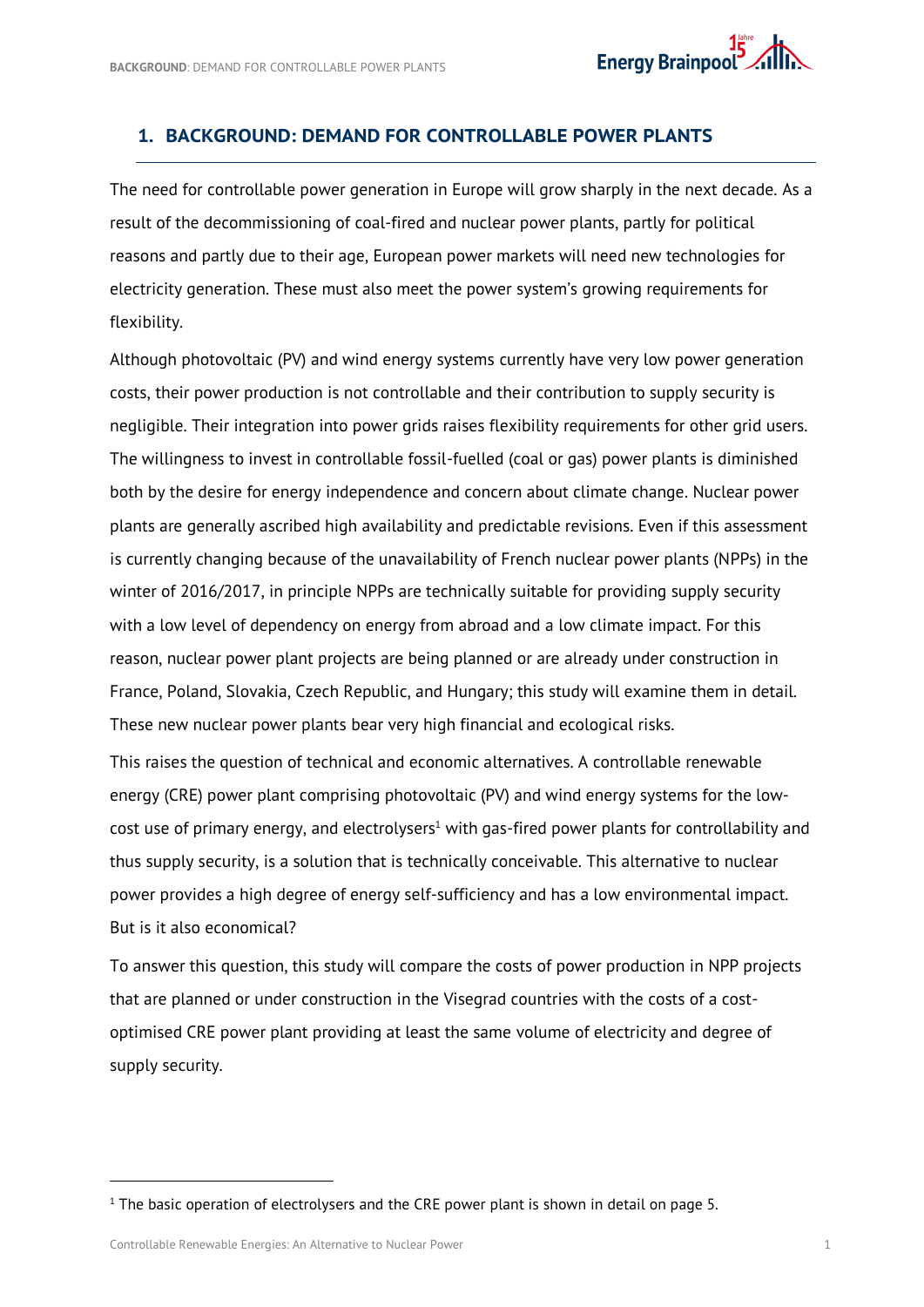# 1. BACKGROUND: DEMAND FOR CONTROLLABLE POWER PLANTS

The need for controllable power generation in Europe will grow sharply in the next decade. As a result of the decommissioning of coal-fired and nuclear power plants, partly for political reasons and partly due to their age, European power markets will need new technologies for electricity generation. These must also meet the power system's growing requirements for flexibility.

Although photovoltaic (PV) and wind energy systems currently have very low power generation costs, their power production is not controllable and their contribution to supply security is negligible. Their integration into power grids raises flexibility requirements for other grid users. The willingness to invest in controllable fossil-fuelled (coal or gas) power plants is diminished both by the desire for energy independence and concern about climate change. Nuclear power plants are generally ascribed high availability and predictable revisions. Even if this assessment is currently changing because of the unavailability of French nuclear power plants (NPPs) in the winter of 2016/2017, in principle NPPs are technically suitable for providing supply security with a low level of dependency on energy from abroad and a low climate impact. For this reason, nuclear power plant projects are being planned or are already under construction in France, Poland, Slovakia, Czech Republic, and Hungary; this study will examine them in detail. These new nuclear power plants bear very high financial and ecological risks.

This raises the question of technical and economic alternatives. A controllable renewable energy (CRE) power plant comprising photovoltaic (PV) and wind energy systems for the low-cost use of primary energy, and electrolysers[1] with gas-fired power plants for controllability and thus supply security, is a solution that is technically conceivable. This alternative to nuclear power provides a high degree of energy self-sufficiency and has a low environmental impact. But is it also economical?

To answer this question, this study will compare the costs of power production in NPP projects that are planned or under construction in the Visegrad countries with the costs of a cost-optimised CRE power plant providing at least the same volume of electricity and degree of supply security.

[1] The basic operation of electrolysers and the CRE power plant is shown in detail on page 5.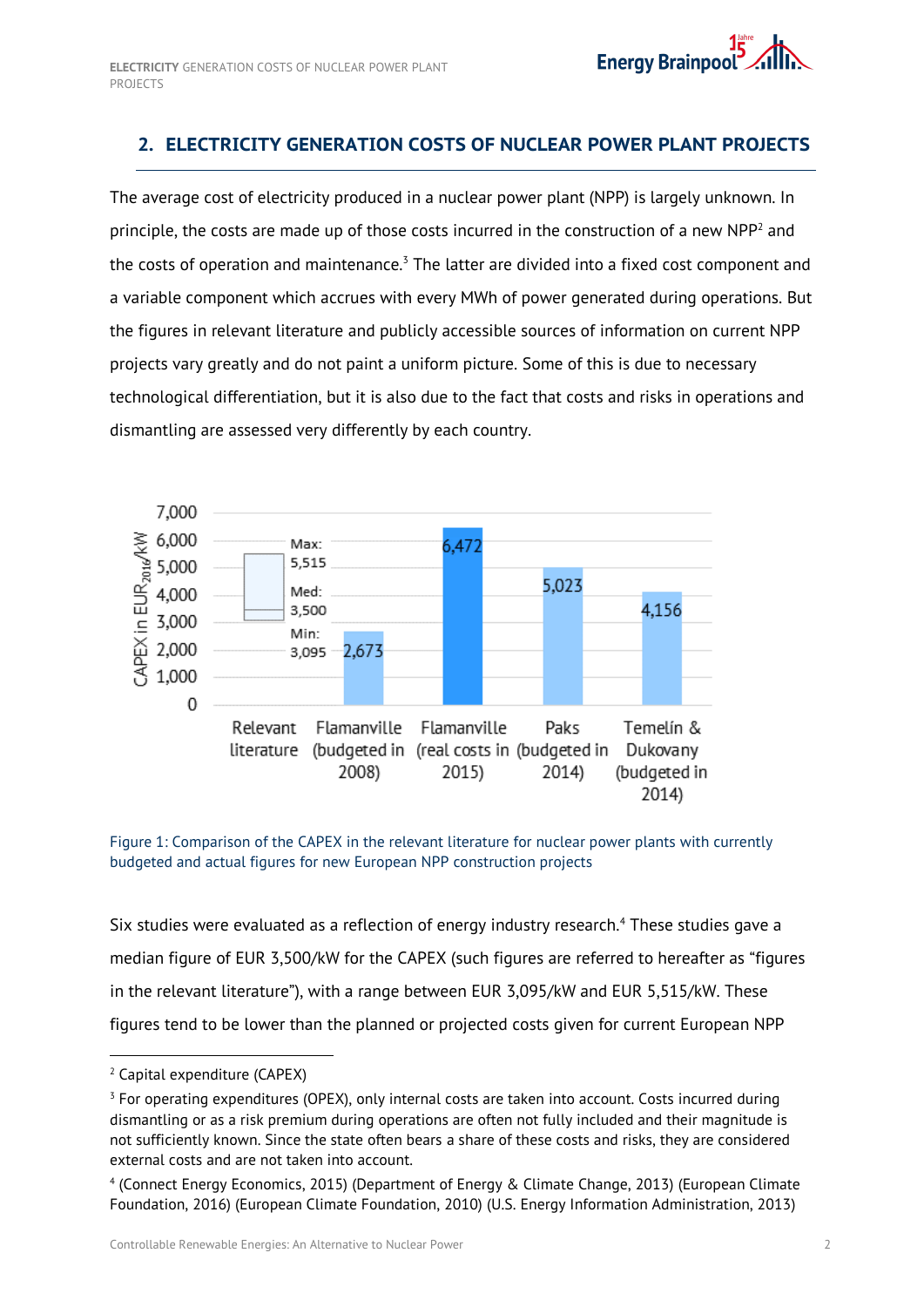## 2. ELECTRICITY GENERATION COSTS OF NUCLEAR POWER PLANT PROJECTS

The average cost of electricity produced in a nuclear power plant (NPP) is largely unknown. In principle, the costs are made up of those costs incurred in the construction of a new NPP[2] and the costs of operation and maintenance.[3] The latter are divided into a fixed cost component and a variable component which accrues with every MWh of power generated during operations. But the figures in relevant literature and publicly accessible sources of information on current NPP projects vary greatly and do not paint a uniform picture. Some of this is due to necessary technological differentiation, but it is also due to the fact that costs and risks in operations and dismantling are assessed very differently by each country.

| | Relevant literature | Flamanville (budgeted in 2008) | Flamanville (real costs in 2015) | Paks (budgeted in 2014) | Temelín & Dukovany (budgeted in 2014) |
|---|---|---|---|---|---|
| CAPEX in $EUR_{2016}$/kW | Max: 5,515; Med: 3,500; Min: 3,095 | 2,673 | 6,472 | 5,023 | 4,156 |

Figure 1: Comparison of the CAPEX in the relevant literature for nuclear power plants with currently budgeted and actual figures for new European NPP construction projects

Six studies were evaluated as a reflection of energy industry research.[4] These studies gave a median figure of EUR 3,500/kW for the CAPEX (such figures are referred to hereafter as "figures in the relevant literature"), with a range between EUR 3,095/kW and EUR 5,515/kW. These figures tend to be lower than the planned or projected costs given for current European NPP

---

[2] Capital expenditure (CAPEX)

[3] For operating expenditures (OPEX), only internal costs are taken into account. Costs incurred during dismantling or as a risk premium during operations are often not fully included and their magnitude is not sufficiently known. Since the state often bears a share of these costs and risks, they are considered external costs and are not taken into account.

[4] (Connect Energy Economics, 2015) (Department of Energy & Climate Change, 2013) (European Climate Foundation, 2016) (European Climate Foundation, 2010) (U.S. Energy Information Administration, 2013)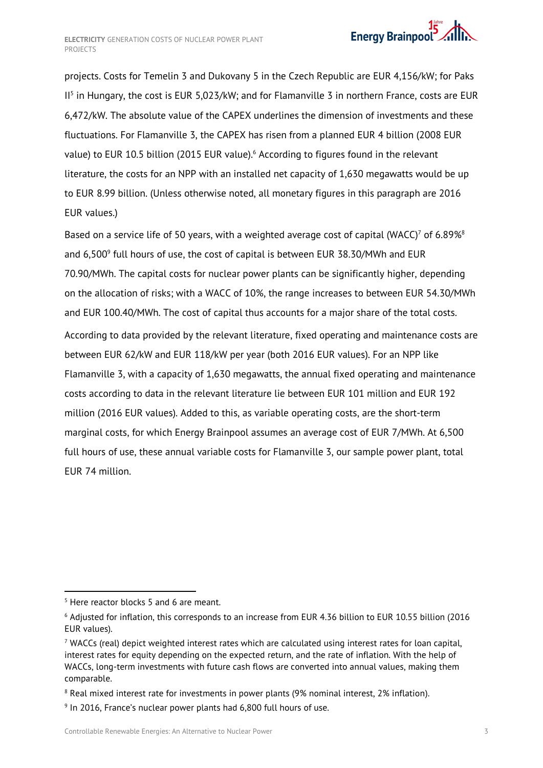projects. Costs for Temelin 3 and Dukovany 5 in the Czech Republic are EUR 4,156/kW; for Paks II[5] in Hungary, the cost is EUR 5,023/kW; and for Flamanville 3 in northern France, costs are EUR 6,472/kW. The absolute value of the CAPEX underlines the dimension of investments and these fluctuations. For Flamanville 3, the CAPEX has risen from a planned EUR 4 billion (2008 EUR value) to EUR 10.5 billion (2015 EUR value).[6] According to figures found in the relevant literature, the costs for an NPP with an installed net capacity of 1,630 megawatts would be up to EUR 8.99 billion. (Unless otherwise noted, all monetary figures in this paragraph are 2016 EUR values.)

Based on a service life of 50 years, with a weighted average cost of capital (WACC)[7] of 6.89%[8] and 6,500[9] full hours of use, the cost of capital is between EUR 38.30/MWh and EUR 70.90/MWh. The capital costs for nuclear power plants can be significantly higher, depending on the allocation of risks; with a WACC of 10%, the range increases to between EUR 54.30/MWh and EUR 100.40/MWh. The cost of capital thus accounts for a major share of the total costs.

According to data provided by the relevant literature, fixed operating and maintenance costs are between EUR 62/kW and EUR 118/kW per year (both 2016 EUR values). For an NPP like Flamanville 3, with a capacity of 1,630 megawatts, the annual fixed operating and maintenance costs according to data in the relevant literature lie between EUR 101 million and EUR 192 million (2016 EUR values). Added to this, as variable operating costs, are the short-term marginal costs, for which Energy Brainpool assumes an average cost of EUR 7/MWh. At 6,500 full hours of use, these annual variable costs for Flamanville 3, our sample power plant, total EUR 74 million.

[5] Here reactor blocks 5 and 6 are meant.

[6] Adjusted for inflation, this corresponds to an increase from EUR 4.36 billion to EUR 10.55 billion (2016 EUR values).

[7] WACCs (real) depict weighted interest rates which are calculated using interest rates for loan capital, interest rates for equity depending on the expected return, and the rate of inflation. With the help of WACCs, long-term investments with future cash flows are converted into annual values, making them comparable.

[8] Real mixed interest rate for investments in power plants (9% nominal interest, 2% inflation).

[9] In 2016, France's nuclear power plants had 6,800 full hours of use.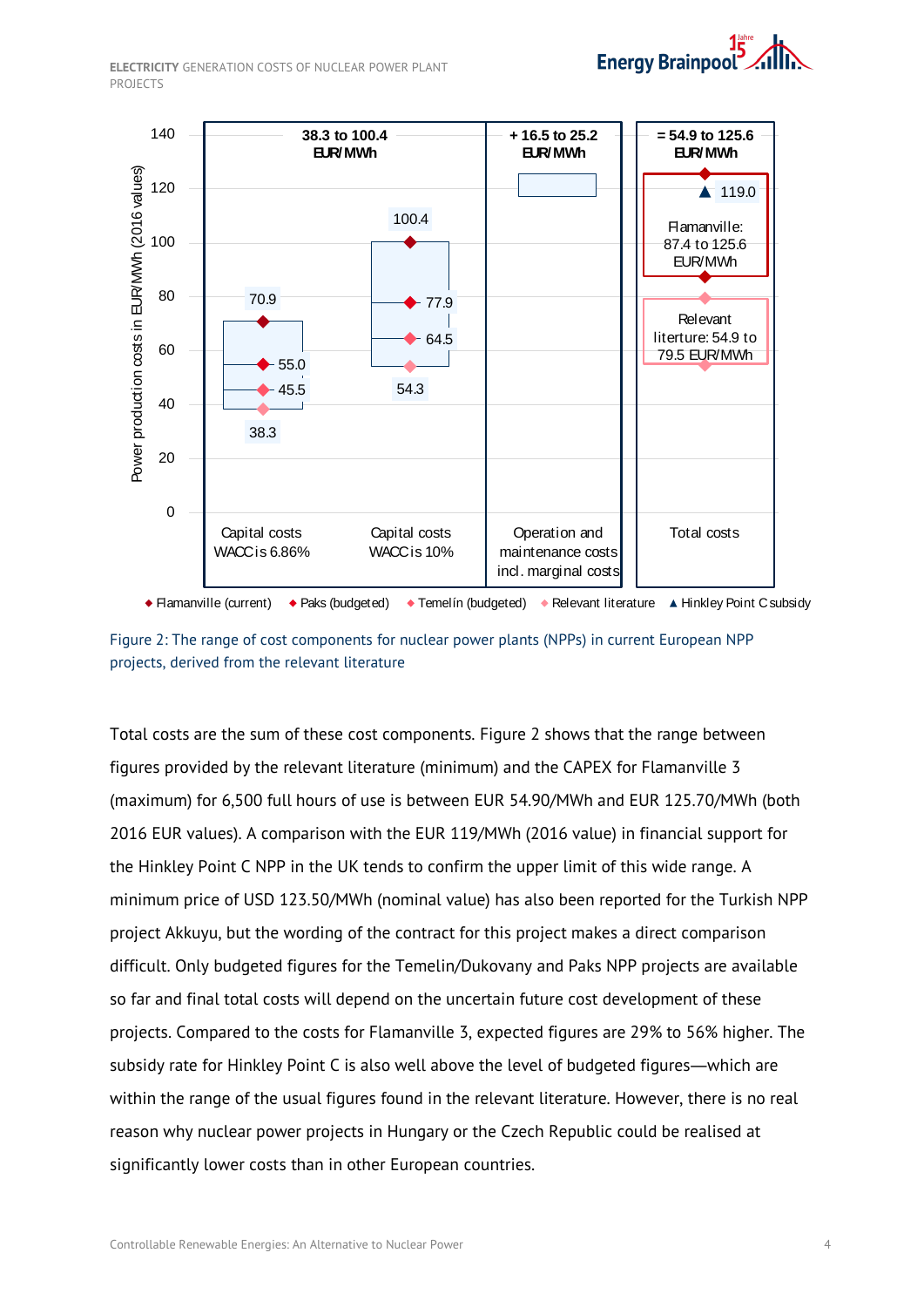Figure 2: The range of cost components for nuclear power plants (NPPs) in current European NPP projects, derived from the relevant literature

Total costs are the sum of these cost components. Figure 2 shows that the range between figures provided by the relevant literature (minimum) and the CAPEX for Flamanville 3 (maximum) for 6,500 full hours of use is between EUR 54.90/MWh and EUR 125.70/MWh (both 2016 EUR values). A comparison with the EUR 119/MWh (2016 value) in financial support for the Hinkley Point C NPP in the UK tends to confirm the upper limit of this wide range. A minimum price of USD 123.50/MWh (nominal value) has also been reported for the Turkish NPP project Akkuyu, but the wording of the contract for this project makes a direct comparison difficult. Only budgeted figures for the Temelin/Dukovany and Paks NPP projects are available so far and final total costs will depend on the uncertain future cost development of these projects. Compared to the costs for Flamanville 3, expected figures are 29% to 56% higher. The subsidy rate for Hinkley Point C is also well above the level of budgeted figures—which are within the range of the usual figures found in the relevant literature. However, there is no real reason why nuclear power projects in Hungary or the Czech Republic could be realised at significantly lower costs than in other European countries.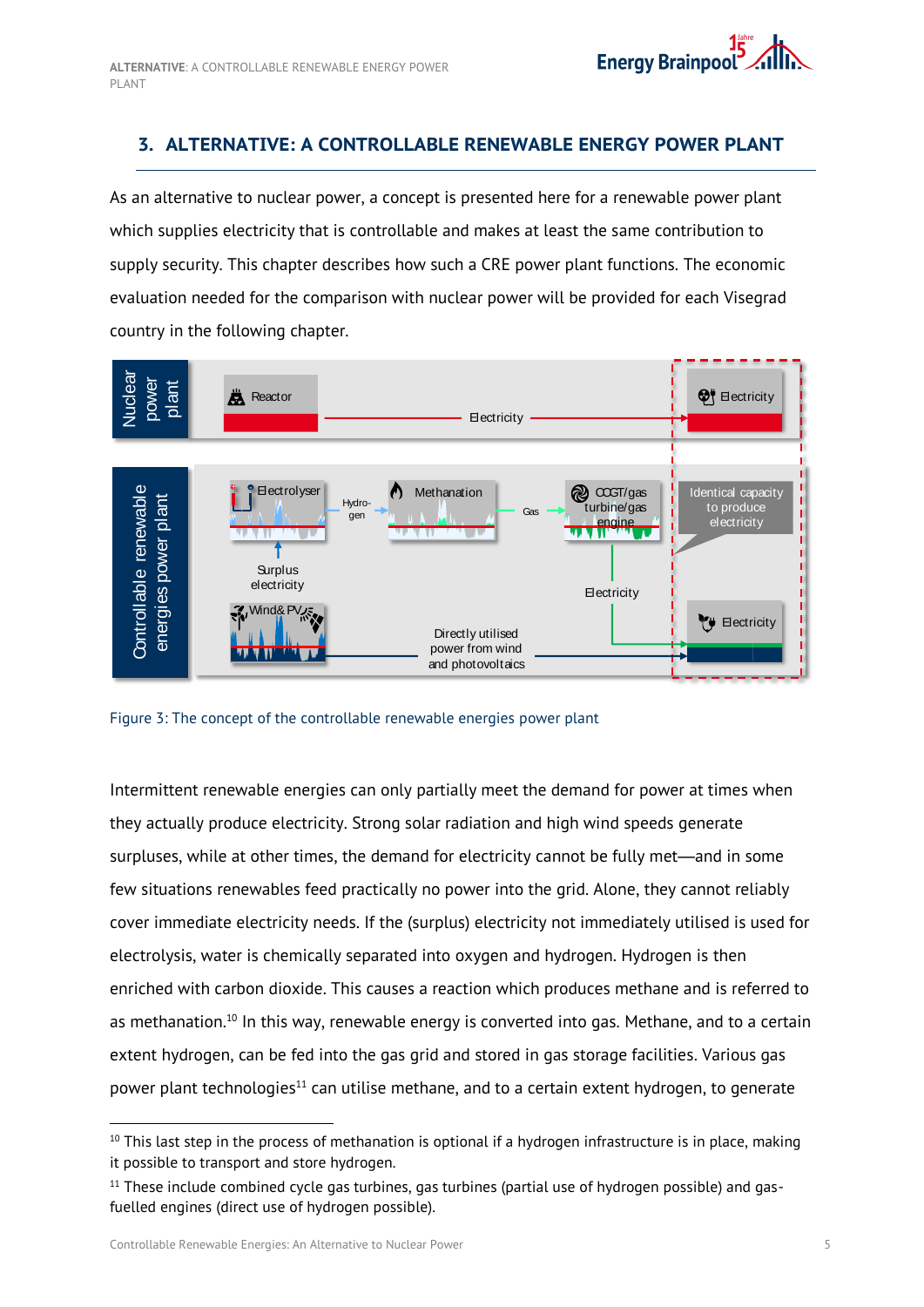## 3. ALTERNATIVE: A CONTROLLABLE RENEWABLE ENERGY POWER PLANT

As an alternative to nuclear power, a concept is presented here for a renewable power plant which supplies electricity that is controllable and makes at least the same contribution to supply security. This chapter describes how such a CRE power plant functions. The economic evaluation needed for the comparison with nuclear power will be provided for each Visegrad country in the following chapter.

Figure 3: The concept of the controllable renewable energies power plant

Intermittent renewable energies can only partially meet the demand for power at times when they actually produce electricity. Strong solar radiation and high wind speeds generate surpluses, while at other times, the demand for electricity cannot be fully met—and in some few situations renewables feed practically no power into the grid. Alone, they cannot reliably cover immediate electricity needs. If the (surplus) electricity not immediately utilised is used for electrolysis, water is chemically separated into oxygen and hydrogen. Hydrogen is then enriched with carbon dioxide. This causes a reaction which produces methane and is referred to as methanation.[10] In this way, renewable energy is converted into gas. Methane, and to a certain extent hydrogen, can be fed into the gas grid and stored in gas storage facilities. Various gas power plant technologies[11] can utilise methane, and to a certain extent hydrogen, to generate

[10] This last step in the process of methanation is optional if a hydrogen infrastructure is in place, making it possible to transport and store hydrogen.

[11] These include combined cycle gas turbines, gas turbines (partial use of hydrogen possible) and gas-fuelled engines (direct use of hydrogen possible).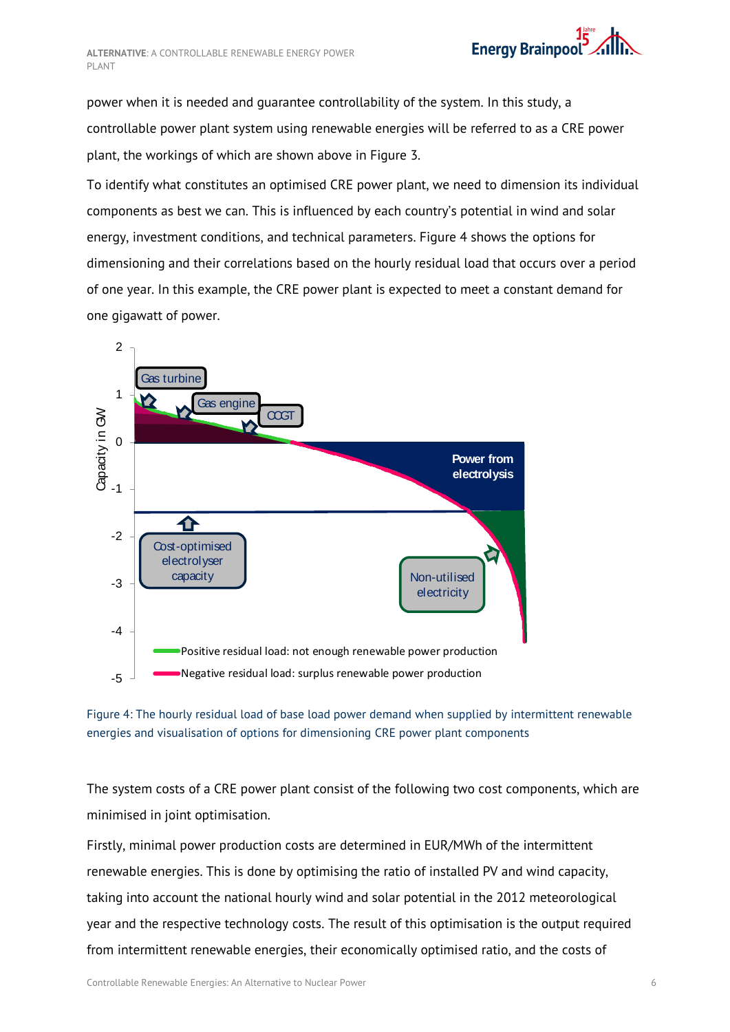power when it is needed and guarantee controllability of the system. In this study, a controllable power plant system using renewable energies will be referred to as a CRE power plant, the workings of which are shown above in Figure 3.

To identify what constitutes an optimised CRE power plant, we need to dimension its individual components as best we can. This is influenced by each country's potential in wind and solar energy, investment conditions, and technical parameters. Figure 4 shows the options for dimensioning and their correlations based on the hourly residual load that occurs over a period of one year. In this example, the CRE power plant is expected to meet a constant demand for one gigawatt of power.

Figure 4: The hourly residual load of base load power demand when supplied by intermittent renewable energies and visualisation of options for dimensioning CRE power plant components

The system costs of a CRE power plant consist of the following two cost components, which are minimised in joint optimisation.

Firstly, minimal power production costs are determined in EUR/MWh of the intermittent renewable energies. This is done by optimising the ratio of installed PV and wind capacity, taking into account the national hourly wind and solar potential in the 2012 meteorological year and the respective technology costs. The result of this optimisation is the output required from intermittent renewable energies, their economically optimised ratio, and the costs of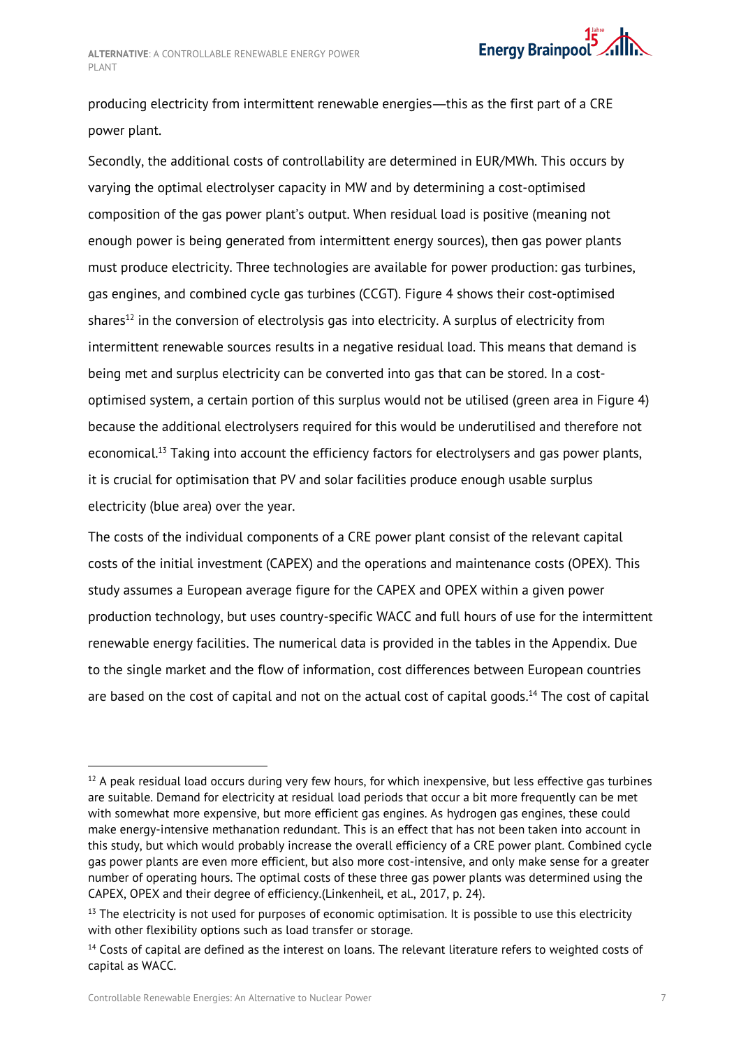producing electricity from intermittent renewable energies—this as the first part of a CRE power plant.

Secondly, the additional costs of controllability are determined in EUR/MWh. This occurs by varying the optimal electrolyser capacity in MW and by determining a cost-optimised composition of the gas power plant's output. When residual load is positive (meaning not enough power is being generated from intermittent energy sources), then gas power plants must produce electricity. Three technologies are available for power production: gas turbines, gas engines, and combined cycle gas turbines (CCGT). Figure 4 shows their cost-optimised shares[12] in the conversion of electrolysis gas into electricity. A surplus of electricity from intermittent renewable sources results in a negative residual load. This means that demand is being met and surplus electricity can be converted into gas that can be stored. In a cost-optimised system, a certain portion of this surplus would not be utilised (green area in Figure 4) because the additional electrolysers required for this would be underutilised and therefore not economical.[13] Taking into account the efficiency factors for electrolysers and gas power plants, it is crucial for optimisation that PV and solar facilities produce enough usable surplus electricity (blue area) over the year.

The costs of the individual components of a CRE power plant consist of the relevant capital costs of the initial investment (CAPEX) and the operations and maintenance costs (OPEX). This study assumes a European average figure for the CAPEX and OPEX within a given power production technology, but uses country-specific WACC and full hours of use for the intermittent renewable energy facilities. The numerical data is provided in the tables in the Appendix. Due to the single market and the flow of information, cost differences between European countries are based on the cost of capital and not on the actual cost of capital goods.[14] The cost of capital

---

[12] A peak residual load occurs during very few hours, for which inexpensive, but less effective gas turbines are suitable. Demand for electricity at residual load periods that occur a bit more frequently can be met with somewhat more expensive, but more efficient gas engines. As hydrogen gas engines, these could make energy-intensive methanation redundant. This is an effect that has not been taken into account in this study, but which would probably increase the overall efficiency of a CRE power plant. Combined cycle gas power plants are even more efficient, but also more cost-intensive, and only make sense for a greater number of operating hours. The optimal costs of these three gas power plants was determined using the CAPEX, OPEX and their degree of efficiency.(Linkenheil, et al., 2017, p. 24).

[13] The electricity is not used for purposes of economic optimisation. It is possible to use this electricity with other flexibility options such as load transfer or storage.

[14] Costs of capital are defined as the interest on loans. The relevant literature refers to weighted costs of capital as WACC.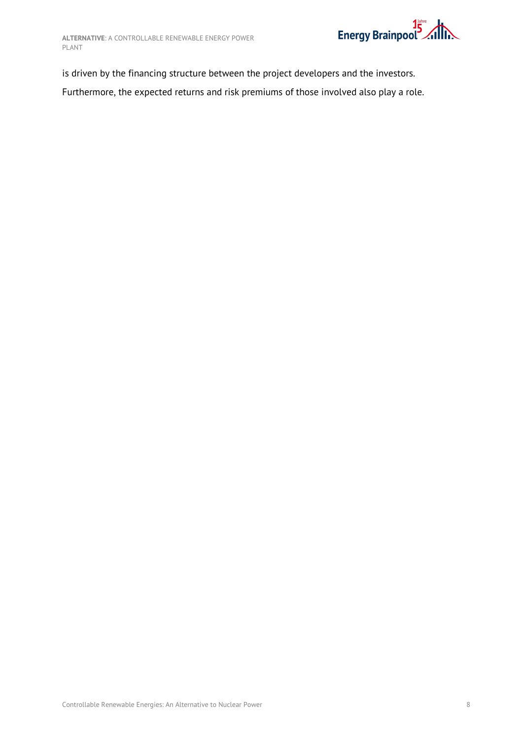is driven by the financing structure between the project developers and the investors.

Furthermore, the expected returns and risk premiums of those involved also play a role.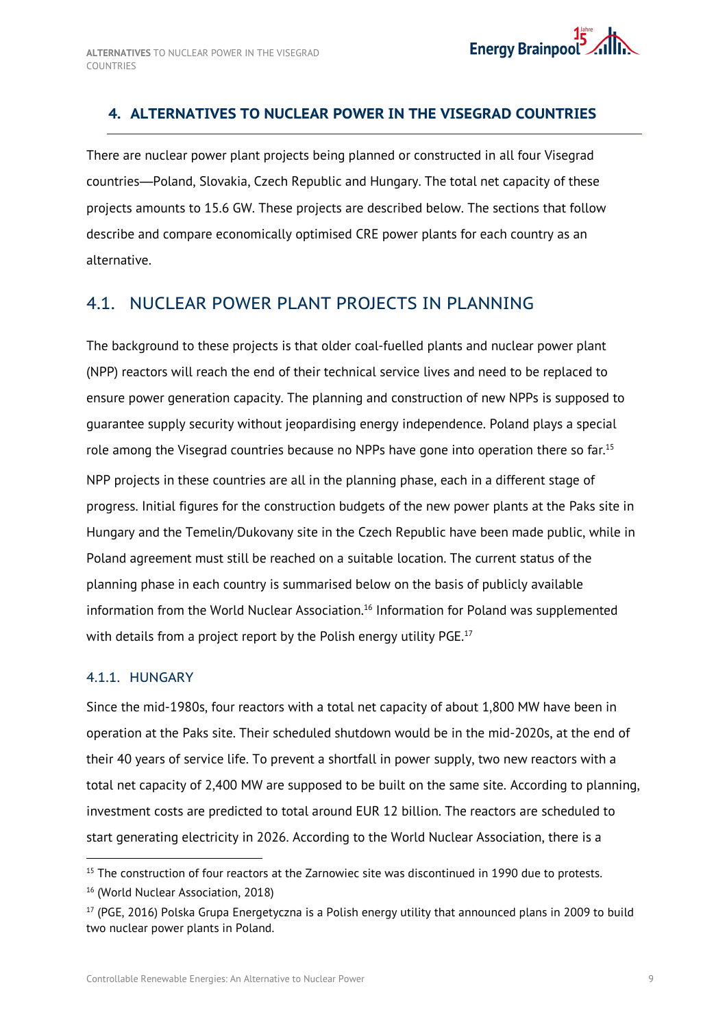## 4. ALTERNATIVES TO NUCLEAR POWER IN THE VISEGRAD COUNTRIES

There are nuclear power plant projects being planned or constructed in all four Visegrad countries—Poland, Slovakia, Czech Republic and Hungary. The total net capacity of these projects amounts to 15.6 GW. These projects are described below. The sections that follow describe and compare economically optimised CRE power plants for each country as an alternative.

### 4.1. NUCLEAR POWER PLANT PROJECTS IN PLANNING

The background to these projects is that older coal-fuelled plants and nuclear power plant (NPP) reactors will reach the end of their technical service lives and need to be replaced to ensure power generation capacity. The planning and construction of new NPPs is supposed to guarantee supply security without jeopardising energy independence. Poland plays a special role among the Visegrad countries because no NPPs have gone into operation there so far.[15]

NPP projects in these countries are all in the planning phase, each in a different stage of progress. Initial figures for the construction budgets of the new power plants at the Paks site in Hungary and the Temelin/Dukovany site in the Czech Republic have been made public, while in Poland agreement must still be reached on a suitable location. The current status of the planning phase in each country is summarised below on the basis of publicly available information from the World Nuclear Association.[16] Information for Poland was supplemented with details from a project report by the Polish energy utility PGE.[17]

#### 4.1.1. HUNGARY

Since the mid-1980s, four reactors with a total net capacity of about 1,800 MW have been in operation at the Paks site. Their scheduled shutdown would be in the mid-2020s, at the end of their 40 years of service life. To prevent a shortfall in power supply, two new reactors with a total net capacity of 2,400 MW are supposed to be built on the same site. According to planning, investment costs are predicted to total around EUR 12 billion. The reactors are scheduled to start generating electricity in 2026. According to the World Nuclear Association, there is a

[15] The construction of four reactors at the Zarnowiec site was discontinued in 1990 due to protests.

[16] (World Nuclear Association, 2018)

[17] (PGE, 2016) Polska Grupa Energetyczna is a Polish energy utility that announced plans in 2009 to build two nuclear power plants in Poland.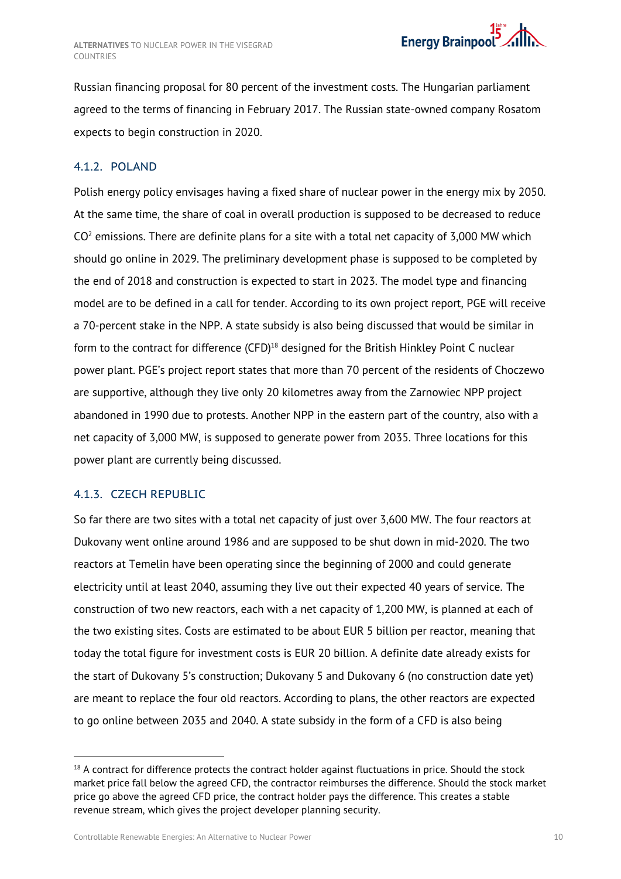Russian financing proposal for 80 percent of the investment costs. The Hungarian parliament agreed to the terms of financing in February 2017. The Russian state-owned company Rosatom expects to begin construction in 2020.

### 4.1.2. POLAND

Polish energy policy envisages having a fixed share of nuclear power in the energy mix by 2050. At the same time, the share of coal in overall production is supposed to be decreased to reduce $CO^2$ emissions. There are definite plans for a site with a total net capacity of 3,000 MW which should go online in 2029. The preliminary development phase is supposed to be completed by the end of 2018 and construction is expected to start in 2023. The model type and financing model are to be defined in a call for tender. According to its own project report, PGE will receive a 70-percent stake in the NPP. A state subsidy is also being discussed that would be similar in form to the contract for difference (CFD)[18] designed for the British Hinkley Point C nuclear power plant. PGE's project report states that more than 70 percent of the residents of Choczewo are supportive, although they live only 20 kilometres away from the Zarnowiec NPP project abandoned in 1990 due to protests. Another NPP in the eastern part of the country, also with a net capacity of 3,000 MW, is supposed to generate power from 2035. Three locations for this power plant are currently being discussed.

### 4.1.3. CZECH REPUBLIC

So far there are two sites with a total net capacity of just over 3,600 MW. The four reactors at Dukovany went online around 1986 and are supposed to be shut down in mid-2020. The two reactors at Temelin have been operating since the beginning of 2000 and could generate electricity until at least 2040, assuming they live out their expected 40 years of service. The construction of two new reactors, each with a net capacity of 1,200 MW, is planned at each of the two existing sites. Costs are estimated to be about EUR 5 billion per reactor, meaning that today the total figure for investment costs is EUR 20 billion. A definite date already exists for the start of Dukovany 5's construction; Dukovany 5 and Dukovany 6 (no construction date yet) are meant to replace the four old reactors. According to plans, the other reactors are expected to go online between 2035 and 2040. A state subsidy in the form of a CFD is also being

[18] A contract for difference protects the contract holder against fluctuations in price. Should the stock market price fall below the agreed CFD, the contractor reimburses the difference. Should the stock market price go above the agreed CFD price, the contract holder pays the difference. This creates a stable revenue stream, which gives the project developer planning security.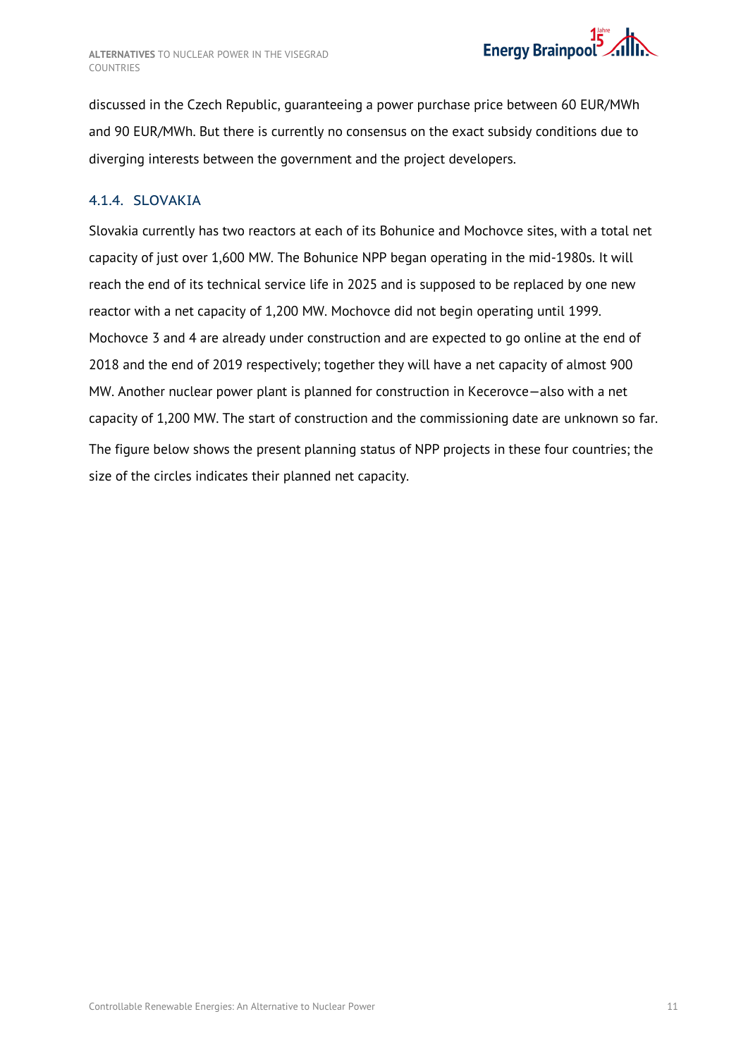discussed in the Czech Republic, guaranteeing a power purchase price between 60 EUR/MWh and 90 EUR/MWh. But there is currently no consensus on the exact subsidy conditions due to diverging interests between the government and the project developers.

### 4.1.4. SLOVAKIA

Slovakia currently has two reactors at each of its Bohunice and Mochovce sites, with a total net capacity of just over 1,600 MW. The Bohunice NPP began operating in the mid-1980s. It will reach the end of its technical service life in 2025 and is supposed to be replaced by one new reactor with a net capacity of 1,200 MW. Mochovce did not begin operating until 1999. Mochovce 3 and 4 are already under construction and are expected to go online at the end of 2018 and the end of 2019 respectively; together they will have a net capacity of almost 900 MW. Another nuclear power plant is planned for construction in Kecerovce—also with a net capacity of 1,200 MW. The start of construction and the commissioning date are unknown so far.

The figure below shows the present planning status of NPP projects in these four countries; the size of the circles indicates their planned net capacity.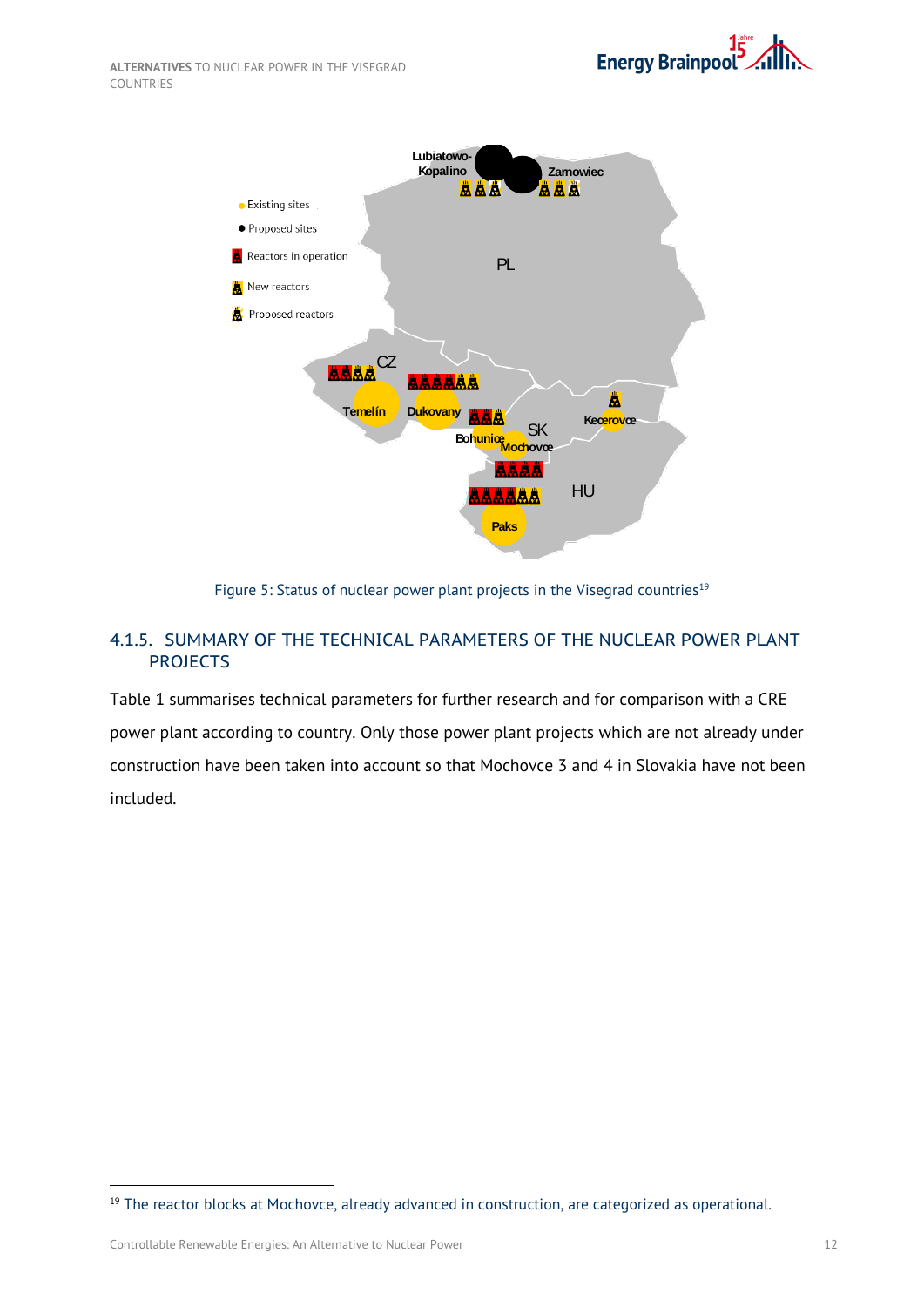Figure 5: Status of nuclear power plant projects in the Visegrad countries[19]

### 4.1.5. SUMMARY OF THE TECHNICAL PARAMETERS OF THE NUCLEAR POWER PLANT PROJECTS

Table 1 summarises technical parameters for further research and for comparison with a CRE power plant according to country. Only those power plant projects which are not already under construction have been taken into account so that Mochovce 3 and 4 in Slovakia have not been included.

[19] The reactor blocks at Mochovce, already advanced in construction, are categorized as operational.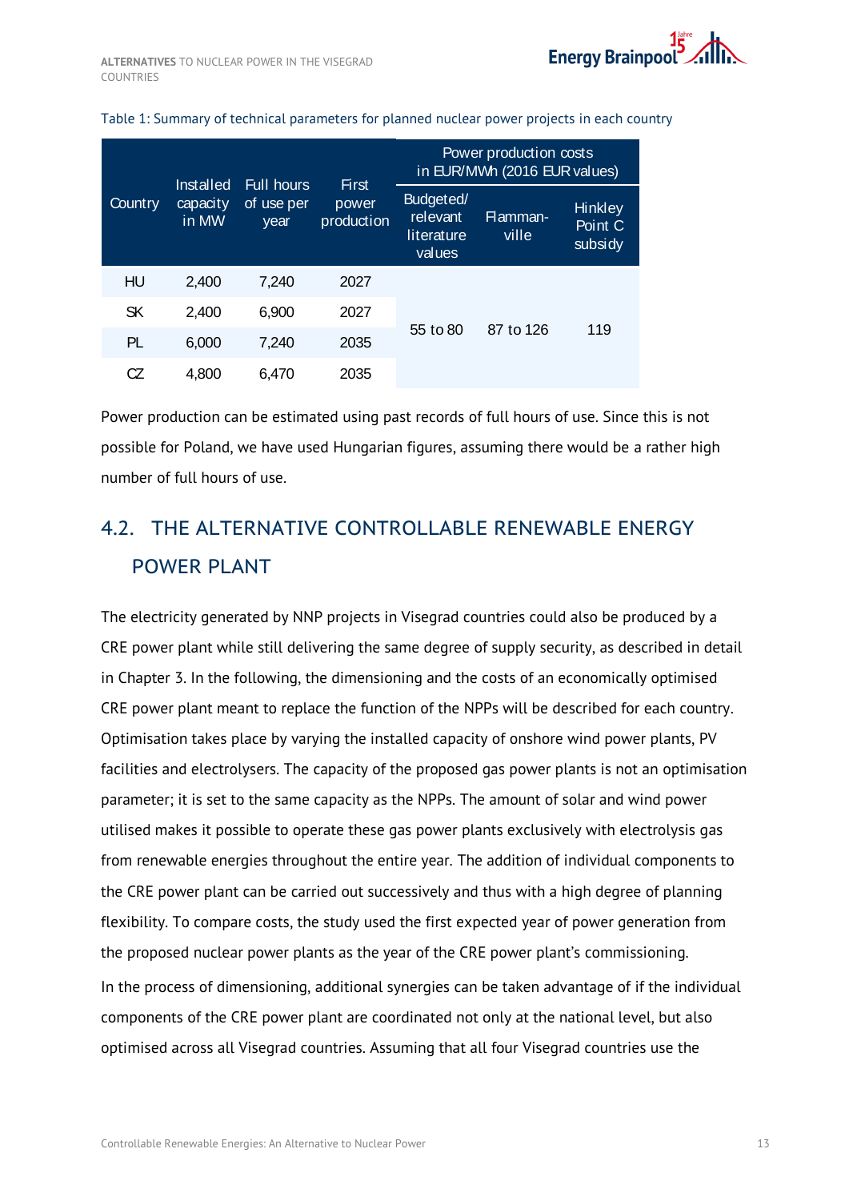Table 1: Summary of technical parameters for planned nuclear power projects in each country

| Country | Installed capacity in MW | Full hours of use per year | First power production | Power production costs in EUR/MWh (2016 EUR values) | | |
|---|---|---|---|---|---|---|
| | | | | Budgeted/ relevant literature values | Flamman-ville | Hinkley Point C subsidy |
| HU | 2,400 | 7,240 | 2027 | 55 to 80 | 87 to 126 | 119 |
| SK | 2,400 | 6,900 | 2027 | | | |
| PL | 6,000 | 7,240 | 2035 | | | |
| CZ | 4,800 | 6,470 | 2035 | | | |

Power production can be estimated using past records of full hours of use. Since this is not possible for Poland, we have used Hungarian figures, assuming there would be a rather high number of full hours of use.

## 4.2. THE ALTERNATIVE CONTROLLABLE RENEWABLE ENERGY POWER PLANT

The electricity generated by NNP projects in Visegrad countries could also be produced by a CRE power plant while still delivering the same degree of supply security, as described in detail in Chapter 3. In the following, the dimensioning and the costs of an economically optimised CRE power plant meant to replace the function of the NPPs will be described for each country. Optimisation takes place by varying the installed capacity of onshore wind power plants, PV facilities and electrolysers. The capacity of the proposed gas power plants is not an optimisation parameter; it is set to the same capacity as the NPPs. The amount of solar and wind power utilised makes it possible to operate these gas power plants exclusively with electrolysis gas from renewable energies throughout the entire year. The addition of individual components to the CRE power plant can be carried out successively and thus with a high degree of planning flexibility. To compare costs, the study used the first expected year of power generation from the proposed nuclear power plants as the year of the CRE power plant's commissioning.

In the process of dimensioning, additional synergies can be taken advantage of if the individual components of the CRE power plant are coordinated not only at the national level, but also optimised across all Visegrad countries. Assuming that all four Visegrad countries use the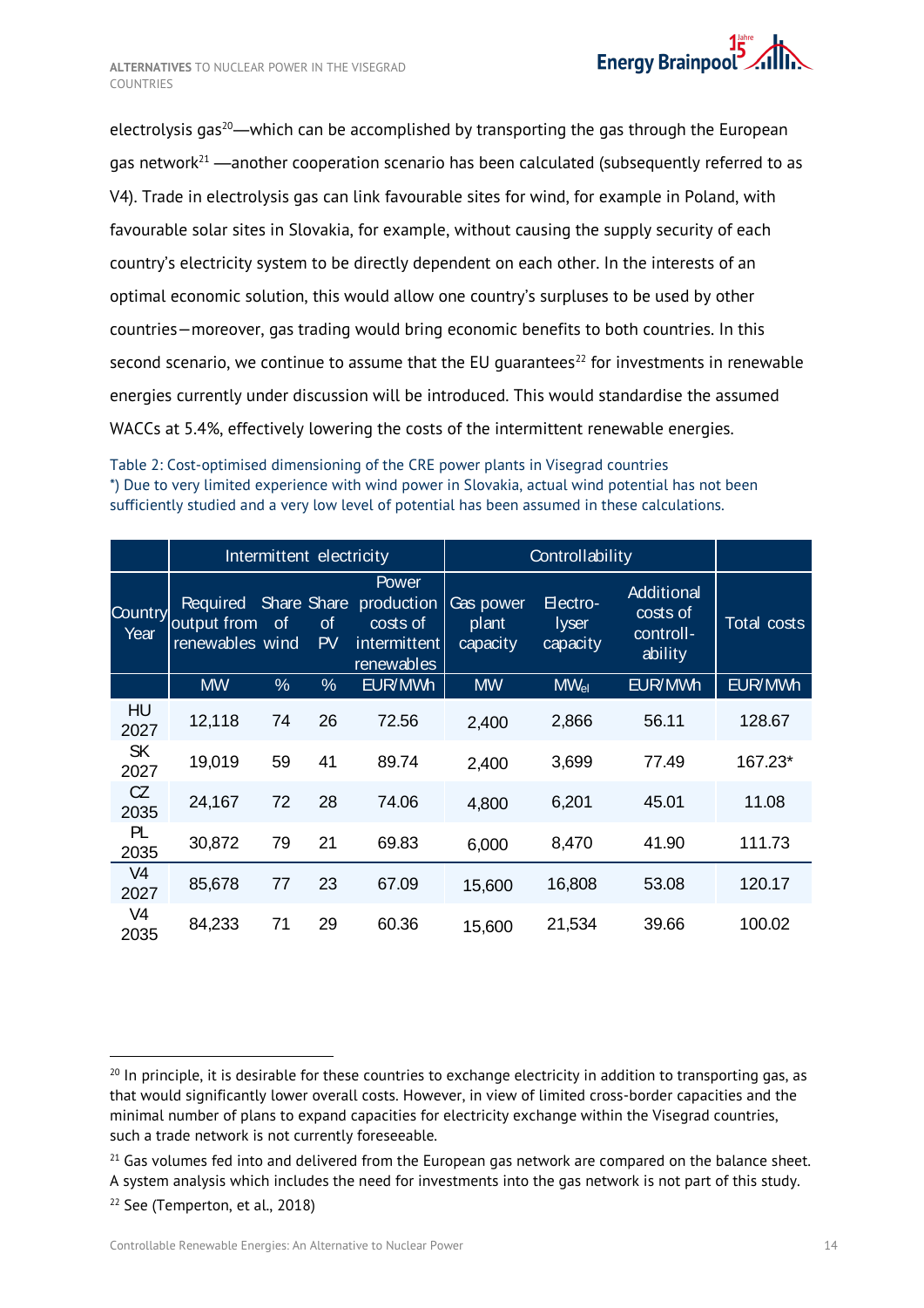electrolysis gas[20]—which can be accomplished by transporting the gas through the European gas network[21] —another cooperation scenario has been calculated (subsequently referred to as V4). Trade in electrolysis gas can link favourable sites for wind, for example in Poland, with favourable solar sites in Slovakia, for example, without causing the supply security of each country's electricity system to be directly dependent on each other. In the interests of an optimal economic solution, this would allow one country's surpluses to be used by other countries—moreover, gas trading would bring economic benefits to both countries. In this second scenario, we continue to assume that the EU guarantees[22] for investments in renewable energies currently under discussion will be introduced. This would standardise the assumed WACCs at 5.4%, effectively lowering the costs of the intermittent renewable energies.

Table 2: Cost-optimised dimensioning of the CRE power plants in Visegrad countries
*) Due to very limited experience with wind power in Slovakia, actual wind potential has not been sufficiently studied and a very low level of potential has been assumed in these calculations.

| | Intermittent electricity | | | | Controllability | | | |
|---|---|---|---|---|---|---|---|---|
| Country Year | Required output from renewables | Share of wind | Share of PV | Power production costs of intermittent renewables | Gas power plant capacity | Electro-lyser capacity | Additional costs of controll-ability | Total costs |
| | MW | % | % | EUR/MWh | MW | $MW_{el}$ | EUR/MWh | EUR/MWh |
| HU 2027 | 12,118 | 74 | 26 | 72.56 | 2,400 | 2,866 | 56.11 | 128.67 |
| SK 2027 | 19,019 | 59 | 41 | 89.74 | 2,400 | 3,699 | 77.49 | 167.23* |
| CZ 2035 | 24,167 | 72 | 28 | 74.06 | 4,800 | 6,201 | 45.01 | 11.08 |
| PL 2035 | 30,872 | 79 | 21 | 69.83 | 6,000 | 8,470 | 41.90 | 111.73 |
| V4 2027 | 85,678 | 77 | 23 | 67.09 | 15,600 | 16,808 | 53.08 | 120.17 |
| V4 2035 | 84,233 | 71 | 29 | 60.36 | 15,600 | 21,534 | 39.66 | 100.02 |

[20] In principle, it is desirable for these countries to exchange electricity in addition to transporting gas, as that would significantly lower overall costs. However, in view of limited cross-border capacities and the minimal number of plans to expand capacities for electricity exchange within the Visegrad countries, such a trade network is not currently foreseeable.

[21] Gas volumes fed into and delivered from the European gas network are compared on the balance sheet. A system analysis which includes the need for investments into the gas network is not part of this study.

[22] See (Temperton, et al., 2018)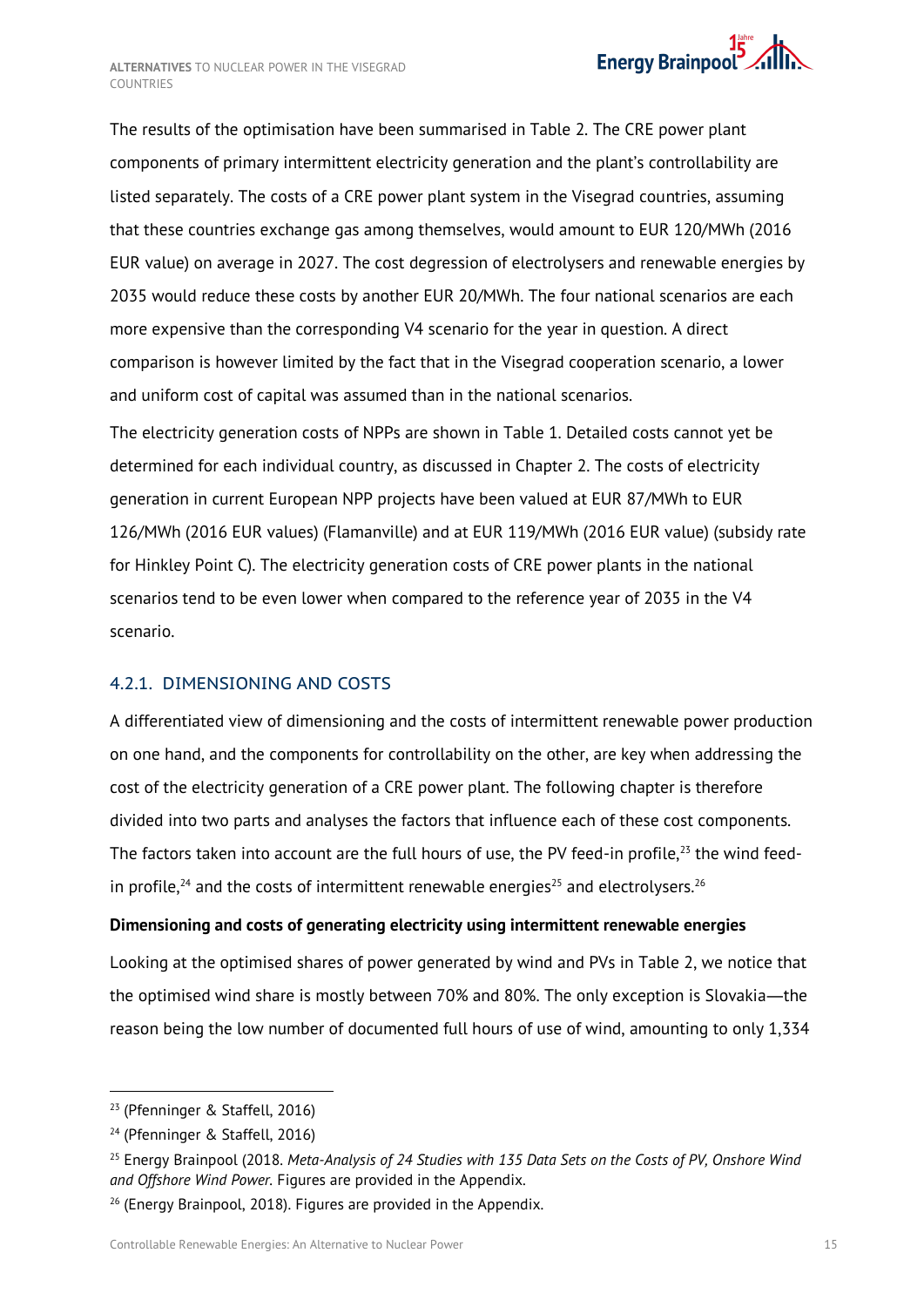The results of the optimisation have been summarised in Table 2. The CRE power plant components of primary intermittent electricity generation and the plant's controllability are listed separately. The costs of a CRE power plant system in the Visegrad countries, assuming that these countries exchange gas among themselves, would amount to EUR 120/MWh (2016 EUR value) on average in 2027. The cost degression of electrolysers and renewable energies by 2035 would reduce these costs by another EUR 20/MWh. The four national scenarios are each more expensive than the corresponding V4 scenario for the year in question. A direct comparison is however limited by the fact that in the Visegrad cooperation scenario, a lower and uniform cost of capital was assumed than in the national scenarios.

The electricity generation costs of NPPs are shown in Table 1. Detailed costs cannot yet be determined for each individual country, as discussed in Chapter 2. The costs of electricity generation in current European NPP projects have been valued at EUR 87/MWh to EUR 126/MWh (2016 EUR values) (Flamanville) and at EUR 119/MWh (2016 EUR value) (subsidy rate for Hinkley Point C). The electricity generation costs of CRE power plants in the national scenarios tend to be even lower when compared to the reference year of 2035 in the V4 scenario.

### 4.2.1. DIMENSIONING AND COSTS

A differentiated view of dimensioning and the costs of intermittent renewable power production on one hand, and the components for controllability on the other, are key when addressing the cost of the electricity generation of a CRE power plant. The following chapter is therefore divided into two parts and analyses the factors that influence each of these cost components. The factors taken into account are the full hours of use, the PV feed-in profile,[23] the wind feed-in profile,[24] and the costs of intermittent renewable energies[25] and electrolysers.[26]

**Dimensioning and costs of generating electricity using intermittent renewable energies**

Looking at the optimised shares of power generated by wind and PVs in Table 2, we notice that the optimised wind share is mostly between 70% and 80%. The only exception is Slovakia—the reason being the low number of documented full hours of use of wind, amounting to only 1,334

[23] (Pfenninger & Staffell, 2016)

[24] (Pfenninger & Staffell, 2016)

[25] Energy Brainpool (2018. *Meta-Analysis of 24 Studies with 135 Data Sets on the Costs of PV, Onshore Wind and Offshore Wind Power.* Figures are provided in the Appendix.

[26] (Energy Brainpool, 2018). Figures are provided in the Appendix.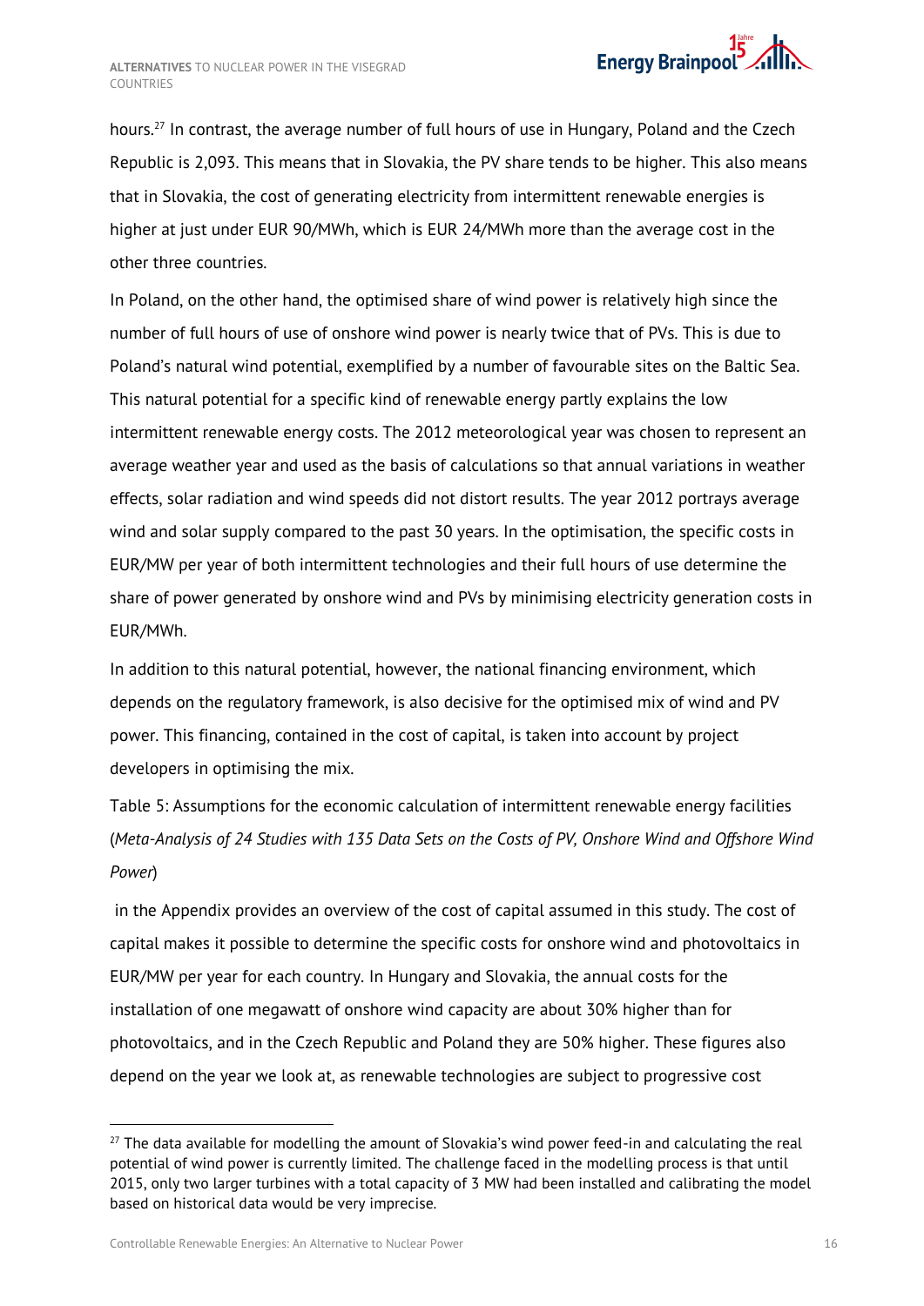hours.[27] In contrast, the average number of full hours of use in Hungary, Poland and the Czech Republic is 2,093. This means that in Slovakia, the PV share tends to be higher. This also means that in Slovakia, the cost of generating electricity from intermittent renewable energies is higher at just under EUR 90/MWh, which is EUR 24/MWh more than the average cost in the other three countries.

In Poland, on the other hand, the optimised share of wind power is relatively high since the number of full hours of use of onshore wind power is nearly twice that of PVs. This is due to Poland's natural wind potential, exemplified by a number of favourable sites on the Baltic Sea. This natural potential for a specific kind of renewable energy partly explains the low intermittent renewable energy costs. The 2012 meteorological year was chosen to represent an average weather year and used as the basis of calculations so that annual variations in weather effects, solar radiation and wind speeds did not distort results. The year 2012 portrays average wind and solar supply compared to the past 30 years. In the optimisation, the specific costs in EUR/MW per year of both intermittent technologies and their full hours of use determine the share of power generated by onshore wind and PVs by minimising electricity generation costs in EUR/MWh.

In addition to this natural potential, however, the national financing environment, which depends on the regulatory framework, is also decisive for the optimised mix of wind and PV power. This financing, contained in the cost of capital, is taken into account by project developers in optimising the mix.

Table 5: Assumptions for the economic calculation of intermittent renewable energy facilities (*Meta-Analysis of 24 Studies with 135 Data Sets on the Costs of PV, Onshore Wind and Offshore Wind Power*)

in the Appendix provides an overview of the cost of capital assumed in this study. The cost of capital makes it possible to determine the specific costs for onshore wind and photovoltaics in EUR/MW per year for each country. In Hungary and Slovakia, the annual costs for the installation of one megawatt of onshore wind capacity are about 30% higher than for photovoltaics, and in the Czech Republic and Poland they are 50% higher. These figures also depend on the year we look at, as renewable technologies are subject to progressive cost

[27] The data available for modelling the amount of Slovakia's wind power feed-in and calculating the real potential of wind power is currently limited. The challenge faced in the modelling process is that until 2015, only two larger turbines with a total capacity of 3 MW had been installed and calibrating the model based on historical data would be very imprecise.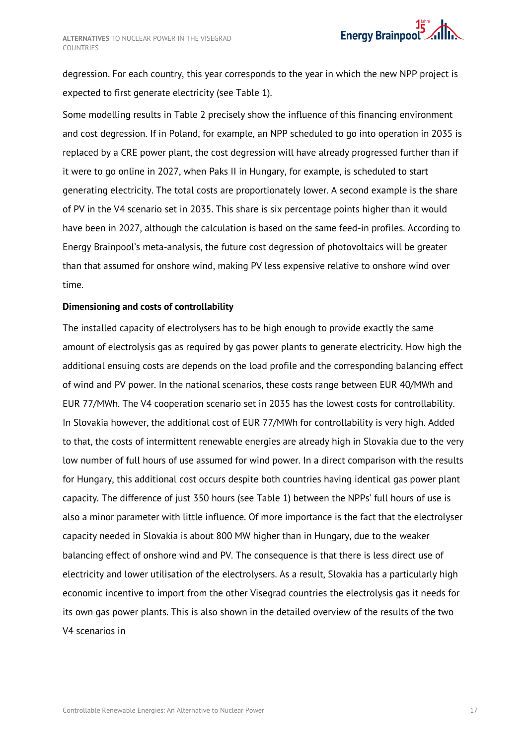degression. For each country, this year corresponds to the year in which the new NPP project is expected to first generate electricity (see Table 1).

Some modelling results in Table 2 precisely show the influence of this financing environment and cost degression. If in Poland, for example, an NPP scheduled to go into operation in 2035 is replaced by a CRE power plant, the cost degression will have already progressed further than if it were to go online in 2027, when Paks II in Hungary, for example, is scheduled to start generating electricity. The total costs are proportionately lower. A second example is the share of PV in the V4 scenario set in 2035. This share is six percentage points higher than it would have been in 2027, although the calculation is based on the same feed-in profiles. According to Energy Brainpool's meta-analysis, the future cost degression of photovoltaics will be greater than that assumed for onshore wind, making PV less expensive relative to onshore wind over time.

**Dimensioning and costs of controllability**

The installed capacity of electrolysers has to be high enough to provide exactly the same amount of electrolysis gas as required by gas power plants to generate electricity. How high the additional ensuing costs are depends on the load profile and the corresponding balancing effect of wind and PV power. In the national scenarios, these costs range between EUR 40/MWh and EUR 77/MWh. The V4 cooperation scenario set in 2035 has the lowest costs for controllability. In Slovakia however, the additional cost of EUR 77/MWh for controllability is very high. Added to that, the costs of intermittent renewable energies are already high in Slovakia due to the very low number of full hours of use assumed for wind power. In a direct comparison with the results for Hungary, this additional cost occurs despite both countries having identical gas power plant capacity. The difference of just 350 hours (see Table 1) between the NPPs' full hours of use is also a minor parameter with little influence. Of more importance is the fact that the electrolyser capacity needed in Slovakia is about 800 MW higher than in Hungary, due to the weaker balancing effect of onshore wind and PV. The consequence is that there is less direct use of electricity and lower utilisation of the electrolysers. As a result, Slovakia has a particularly high economic incentive to import from the other Visegrad countries the electrolysis gas it needs for its own gas power plants. This is also shown in the detailed overview of the results of the two V4 scenarios in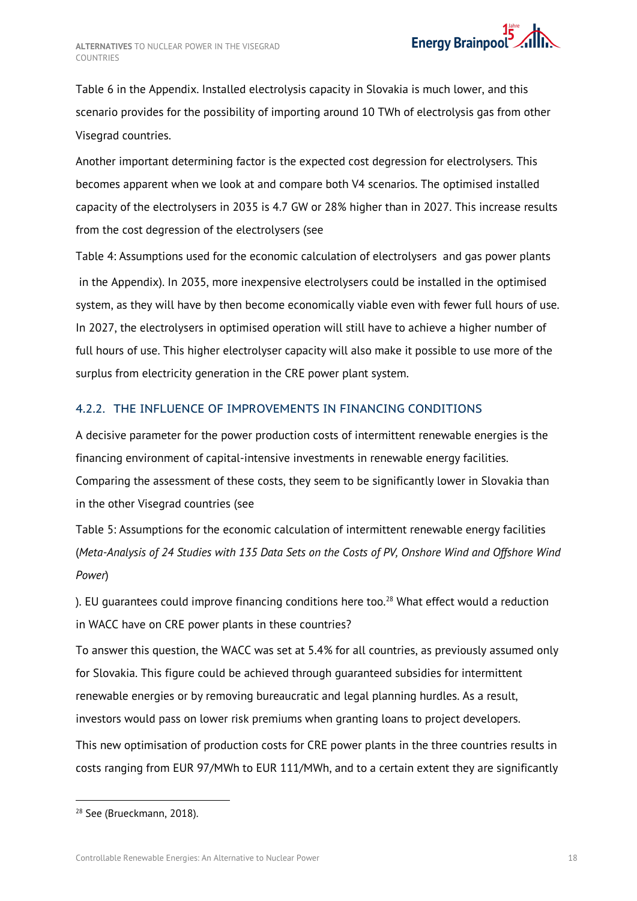Table 6 in the Appendix. Installed electrolysis capacity in Slovakia is much lower, and this scenario provides for the possibility of importing around 10 TWh of electrolysis gas from other Visegrad countries.

Another important determining factor is the expected cost degression for electrolysers. This becomes apparent when we look at and compare both V4 scenarios. The optimised installed capacity of the electrolysers in 2035 is 4.7 GW or 28% higher than in 2027. This increase results from the cost degression of the electrolysers (see

Table 4: Assumptions used for the economic calculation of electrolysers and gas power plants

in the Appendix). In 2035, more inexpensive electrolysers could be installed in the optimised system, as they will have by then become economically viable even with fewer full hours of use. In 2027, the electrolysers in optimised operation will still have to achieve a higher number of full hours of use. This higher electrolyser capacity will also make it possible to use more of the surplus from electricity generation in the CRE power plant system.

### 4.2.2. THE INFLUENCE OF IMPROVEMENTS IN FINANCING CONDITIONS

A decisive parameter for the power production costs of intermittent renewable energies is the financing environment of capital-intensive investments in renewable energy facilities. Comparing the assessment of these costs, they seem to be significantly lower in Slovakia than in the other Visegrad countries (see

Table 5: Assumptions for the economic calculation of intermittent renewable energy facilities (*Meta-Analysis of 24 Studies with 135 Data Sets on the Costs of PV, Onshore Wind and Offshore Wind Power*)

). EU guarantees could improve financing conditions here too.[28] What effect would a reduction in WACC have on CRE power plants in these countries?

To answer this question, the WACC was set at 5.4% for all countries, as previously assumed only for Slovakia. This figure could be achieved through guaranteed subsidies for intermittent renewable energies or by removing bureaucratic and legal planning hurdles. As a result, investors would pass on lower risk premiums when granting loans to project developers.

This new optimisation of production costs for CRE power plants in the three countries results in costs ranging from EUR 97/MWh to EUR 111/MWh, and to a certain extent they are significantly

[28] See (Brueckmann, 2018).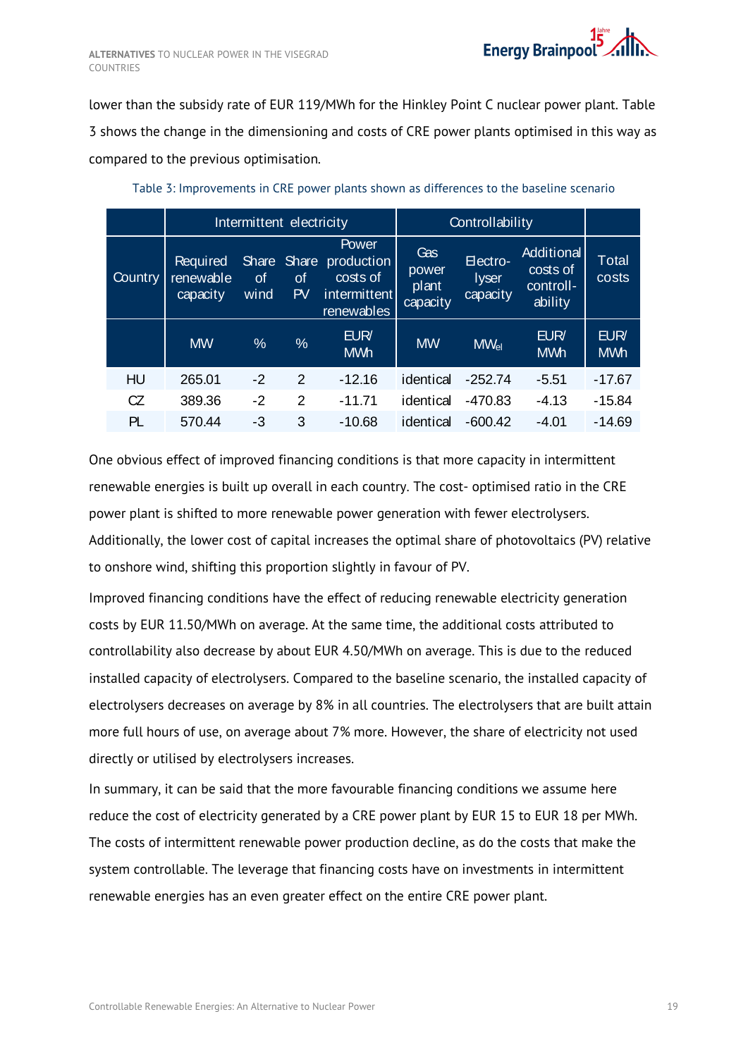lower than the subsidy rate of EUR 119/MWh for the Hinkley Point C nuclear power plant. Table 3 shows the change in the dimensioning and costs of CRE power plants optimised in this way as compared to the previous optimisation.

Table 3: Improvements in CRE power plants shown as differences to the baseline scenario

| | Intermittent electricity | | | | Controllability | | | |
|---|---|---|---|---|---|---|---|---|
| Country | Required renewable capacity | Share of wind | Share of PV | Power production costs of intermittent renewables | Gas power plant capacity | Electro-lyser capacity | Additional costs of controll-ability | Total costs |
| | MW | % | % | EUR/MWh | MW | $MW_{el}$ | EUR/MWh | EUR/MWh |
| HU | 265.01 | -2 | 2 | -12.16 | identical | -252.74 | -5.51 | -17.67 |
| CZ | 389.36 | -2 | 2 | -11.71 | identical | -470.83 | -4.13 | -15.84 |
| PL | 570.44 | -3 | 3 | -10.68 | identical | -600.42 | -4.01 | -14.69 |

One obvious effect of improved financing conditions is that more capacity in intermittent renewable energies is built up overall in each country. The cost- optimised ratio in the CRE power plant is shifted to more renewable power generation with fewer electrolysers. Additionally, the lower cost of capital increases the optimal share of photovoltaics (PV) relative to onshore wind, shifting this proportion slightly in favour of PV.

Improved financing conditions have the effect of reducing renewable electricity generation costs by EUR 11.50/MWh on average. At the same time, the additional costs attributed to controllability also decrease by about EUR 4.50/MWh on average. This is due to the reduced installed capacity of electrolysers. Compared to the baseline scenario, the installed capacity of electrolysers decreases on average by 8% in all countries. The electrolysers that are built attain more full hours of use, on average about 7% more. However, the share of electricity not used directly or utilised by electrolysers increases.

In summary, it can be said that the more favourable financing conditions we assume here reduce the cost of electricity generated by a CRE power plant by EUR 15 to EUR 18 per MWh. The costs of intermittent renewable power production decline, as do the costs that make the system controllable. The leverage that financing costs have on investments in intermittent renewable energies has an even greater effect on the entire CRE power plant.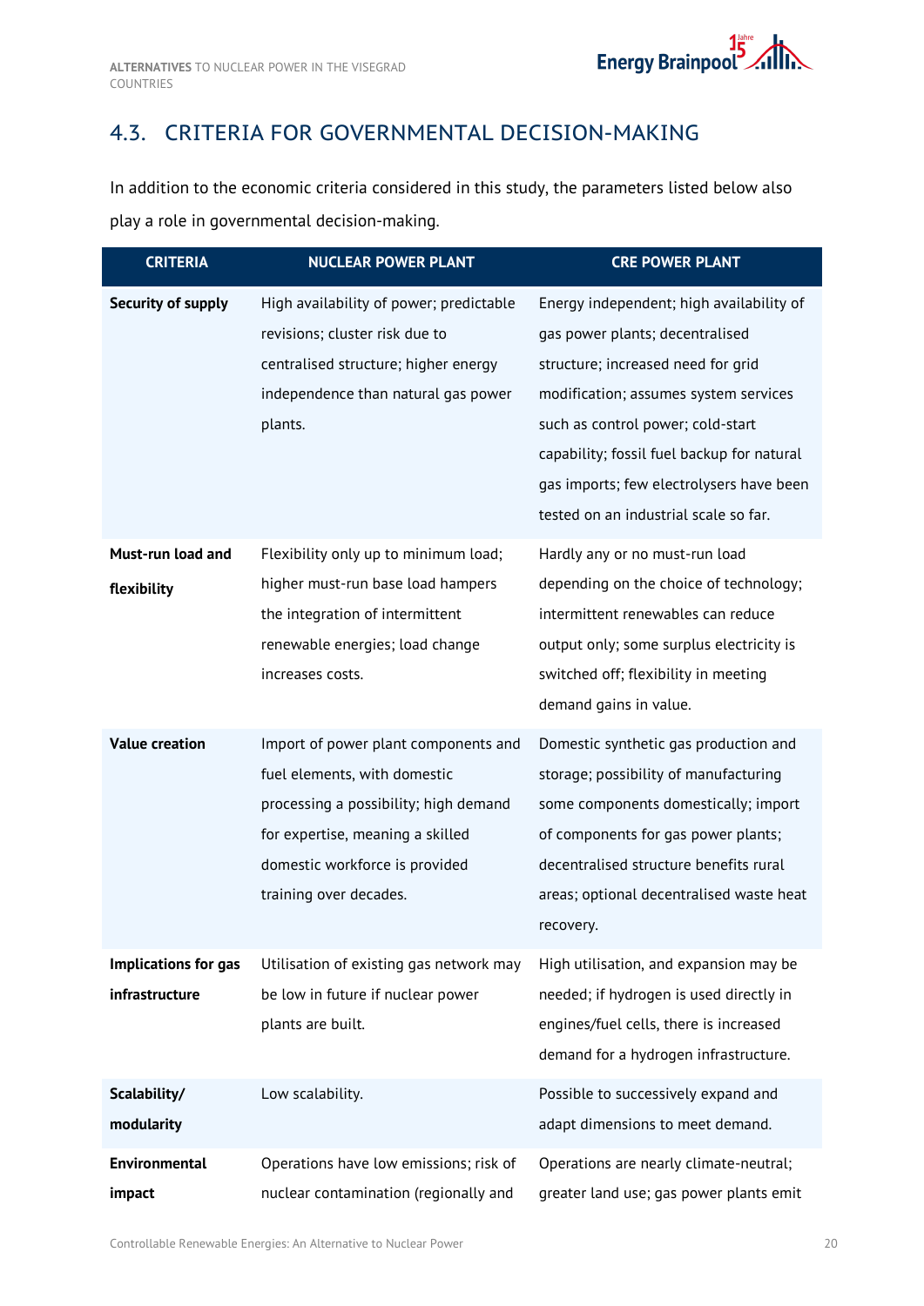## 4.3. CRITERIA FOR GOVERNMENTAL DECISION-MAKING

In addition to the economic criteria considered in this study, the parameters listed below also play a role in governmental decision-making.

| CRITERIA | NUCLEAR POWER PLANT | CRE POWER PLANT |
|---|---|---|
| **Security of supply** | High availability of power; predictable revisions; cluster risk due to centralised structure; higher energy independence than natural gas power plants. | Energy independent; high availability of gas power plants; decentralised structure; increased need for grid modification; assumes system services such as control power; cold-start capability; fossil fuel backup for natural gas imports; few electrolysers have been tested on an industrial scale so far. |
| **Must-run load and flexibility** | Flexibility only up to minimum load; higher must-run base load hampers the integration of intermittent renewable energies; load change increases costs. | Hardly any or no must-run load depending on the choice of technology; intermittent renewables can reduce output only; some surplus electricity is switched off; flexibility in meeting demand gains in value. |
| **Value creation** | Import of power plant components and fuel elements, with domestic processing a possibility; high demand for expertise, meaning a skilled domestic workforce is provided training over decades. | Domestic synthetic gas production and storage; possibility of manufacturing some components domestically; import of components for gas power plants; decentralised structure benefits rural areas; optional decentralised waste heat recovery. |
| **Implications for gas infrastructure** | Utilisation of existing gas network may be low in future if nuclear power plants are built. | High utilisation, and expansion may be needed; if hydrogen is used directly in engines/fuel cells, there is increased demand for a hydrogen infrastructure. |
| **Scalability/ modularity** | Low scalability. | Possible to successively expand and adapt dimensions to meet demand. |
| **Environmental impact** | Operations have low emissions; risk of nuclear contamination (regionally and | Operations are nearly climate-neutral; greater land use; gas power plants emit |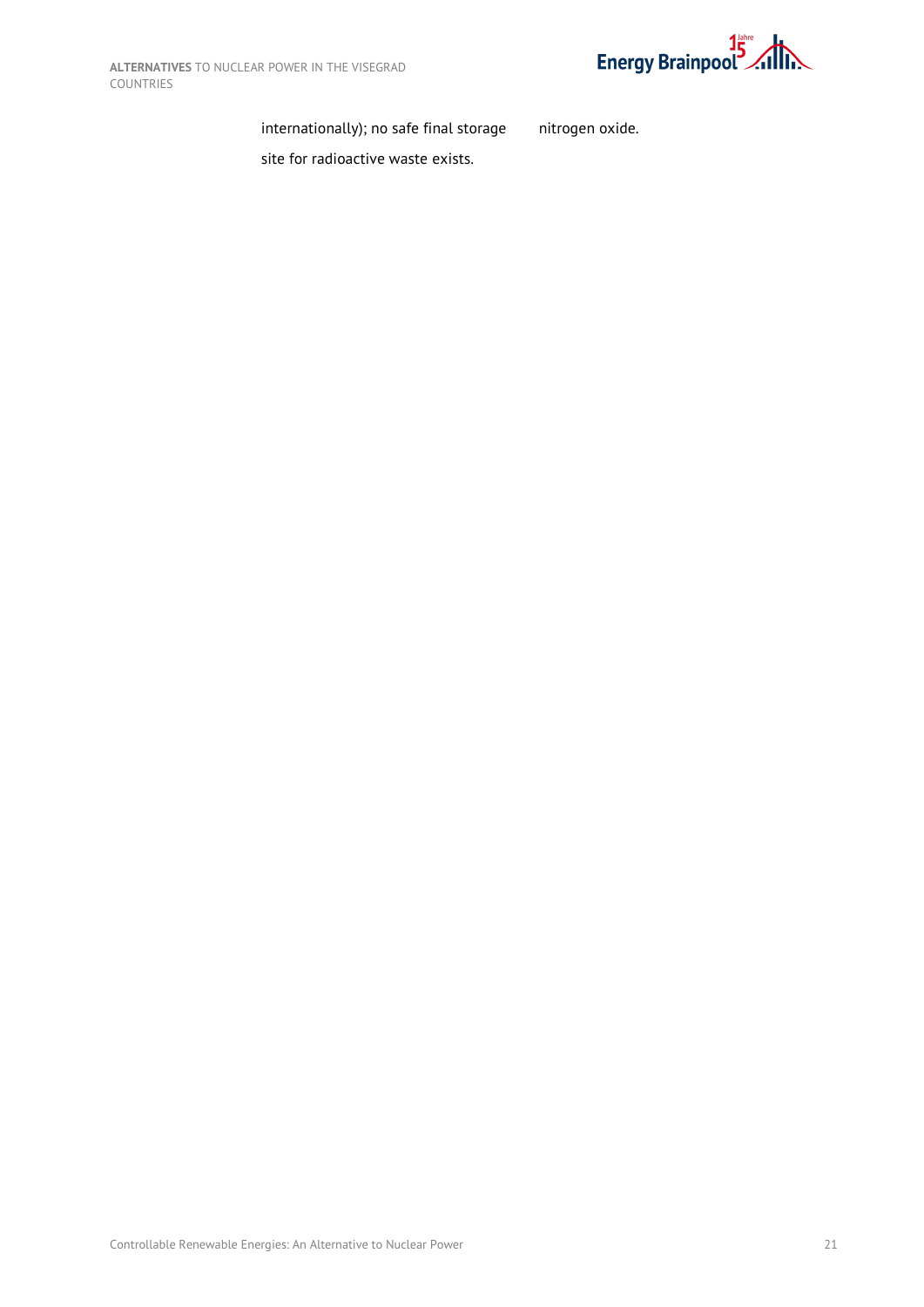| | |
|---|---|
| internationally); no safe final storage site for radioactive waste exists. | nitrogen oxide. |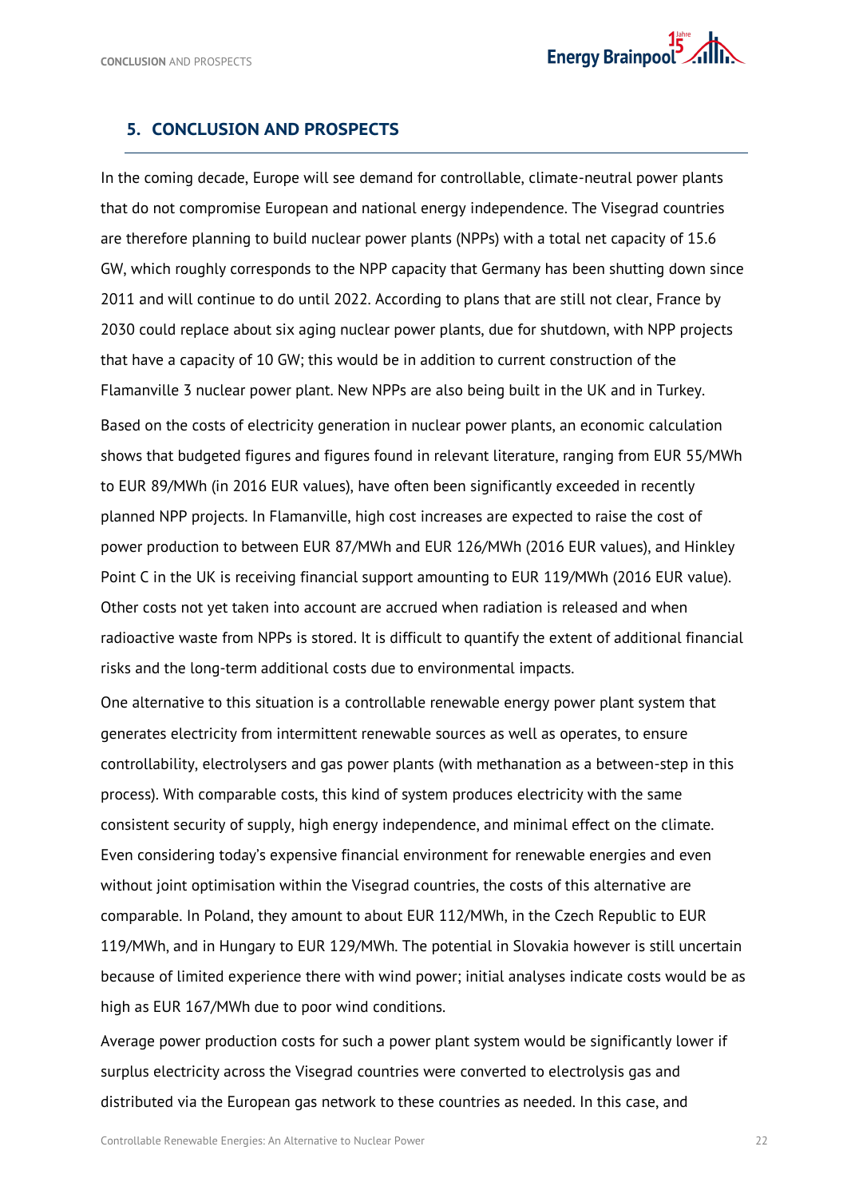## 5. CONCLUSION AND PROSPECTS

In the coming decade, Europe will see demand for controllable, climate-neutral power plants that do not compromise European and national energy independence. The Visegrad countries are therefore planning to build nuclear power plants (NPPs) with a total net capacity of 15.6 GW, which roughly corresponds to the NPP capacity that Germany has been shutting down since 2011 and will continue to do until 2022. According to plans that are still not clear, France by 2030 could replace about six aging nuclear power plants, due for shutdown, with NPP projects that have a capacity of 10 GW; this would be in addition to current construction of the Flamanville 3 nuclear power plant. New NPPs are also being built in the UK and in Turkey.

Based on the costs of electricity generation in nuclear power plants, an economic calculation shows that budgeted figures and figures found in relevant literature, ranging from EUR 55/MWh to EUR 89/MWh (in 2016 EUR values), have often been significantly exceeded in recently planned NPP projects. In Flamanville, high cost increases are expected to raise the cost of power production to between EUR 87/MWh and EUR 126/MWh (2016 EUR values), and Hinkley Point C in the UK is receiving financial support amounting to EUR 119/MWh (2016 EUR value). Other costs not yet taken into account are accrued when radiation is released and when radioactive waste from NPPs is stored. It is difficult to quantify the extent of additional financial risks and the long-term additional costs due to environmental impacts.

One alternative to this situation is a controllable renewable energy power plant system that generates electricity from intermittent renewable sources as well as operates, to ensure controllability, electrolysers and gas power plants (with methanation as a between-step in this process). With comparable costs, this kind of system produces electricity with the same consistent security of supply, high energy independence, and minimal effect on the climate. Even considering today's expensive financial environment for renewable energies and even without joint optimisation within the Visegrad countries, the costs of this alternative are comparable. In Poland, they amount to about EUR 112/MWh, in the Czech Republic to EUR 119/MWh, and in Hungary to EUR 129/MWh. The potential in Slovakia however is still uncertain because of limited experience there with wind power; initial analyses indicate costs would be as high as EUR 167/MWh due to poor wind conditions.

Average power production costs for such a power plant system would be significantly lower if surplus electricity across the Visegrad countries were converted to electrolysis gas and distributed via the European gas network to these countries as needed. In this case, and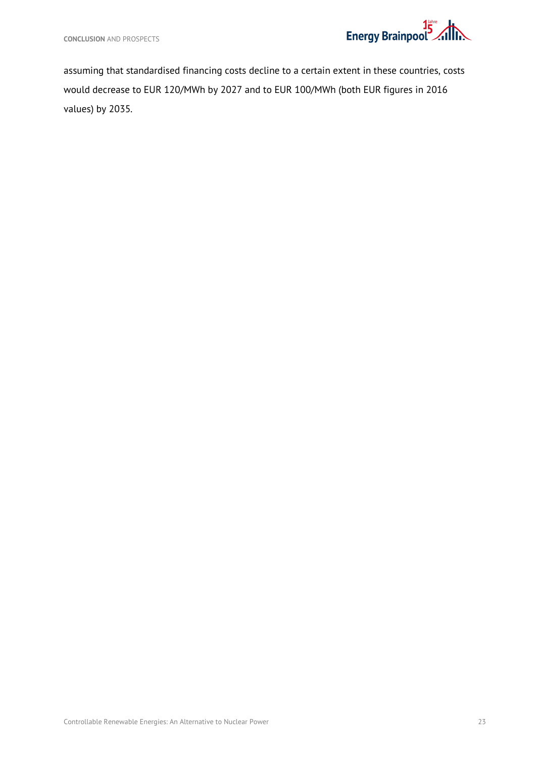assuming that standardised financing costs decline to a certain extent in these countries, costs would decrease to EUR 120/MWh by 2027 and to EUR 100/MWh (both EUR figures in 2016 values) by 2035.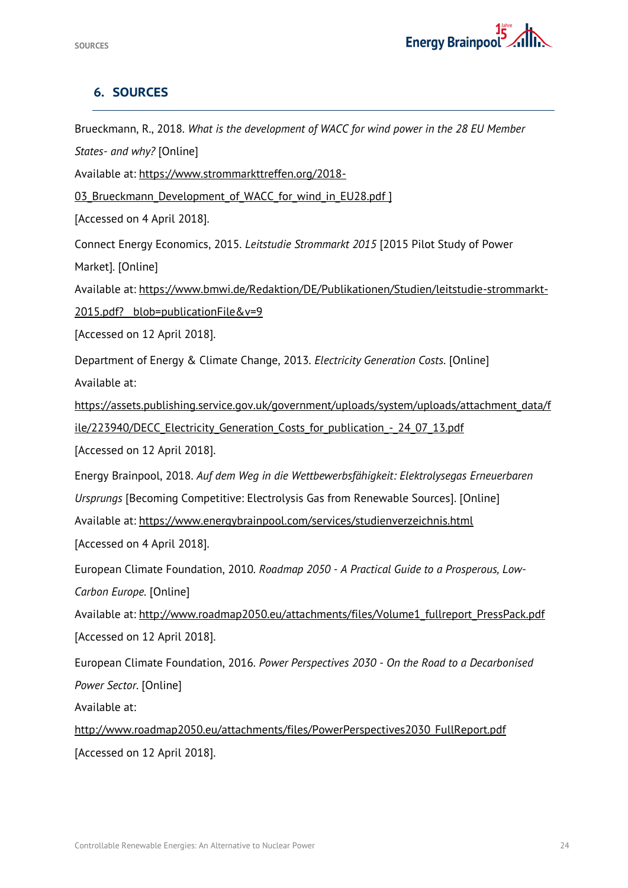## 6. SOURCES

Brueckmann, R., 2018. *What is the development of WACC for wind power in the 28 EU Member States- and why?* [Online]
Available at: https://www.strommarkttreffen.org/2018-03_Brueckmann_Development_of_WACC_for_wind_in_EU28.pdf ]
[Accessed on 4 April 2018].

Connect Energy Economics, 2015. *Leitstudie Strommarkt 2015* [2015 Pilot Study of Power Market]. [Online]
Available at: https://www.bmwi.de/Redaktion/DE/Publikationen/Studien/leitstudie-strommarkt-2015.pdf?__blob=publicationFile&v=9
[Accessed on 12 April 2018].

Department of Energy & Climate Change, 2013. *Electricity Generation Costs*. [Online]
Available at:
https://assets.publishing.service.gov.uk/government/uploads/system/uploads/attachment_data/file/223940/DECC_Electricity_Generation_Costs_for_publication_-_24_07_13.pdf
[Accessed on 12 April 2018].

Energy Brainpool, 2018. *Auf dem Weg in die Wettbewerbsfähigkeit: Elektrolysegas Erneuerbaren Ursprungs* [Becoming Competitive: Electrolysis Gas from Renewable Sources]. [Online]
Available at: https://www.energybrainpool.com/services/studienverzeichnis.html
[Accessed on 4 April 2018].

European Climate Foundation, 2010. *Roadmap 2050 - A Practical Guide to a Prosperous, Low-Carbon Europe*. [Online]
Available at: http://www.roadmap2050.eu/attachments/files/Volume1_fullreport_PressPack.pdf
[Accessed on 12 April 2018].

European Climate Foundation, 2016. *Power Perspectives 2030 - On the Road to a Decarbonised Power Sector*. [Online]
Available at:
http://www.roadmap2050.eu/attachments/files/PowerPerspectives2030_FullReport.pdf
[Accessed on 12 April 2018].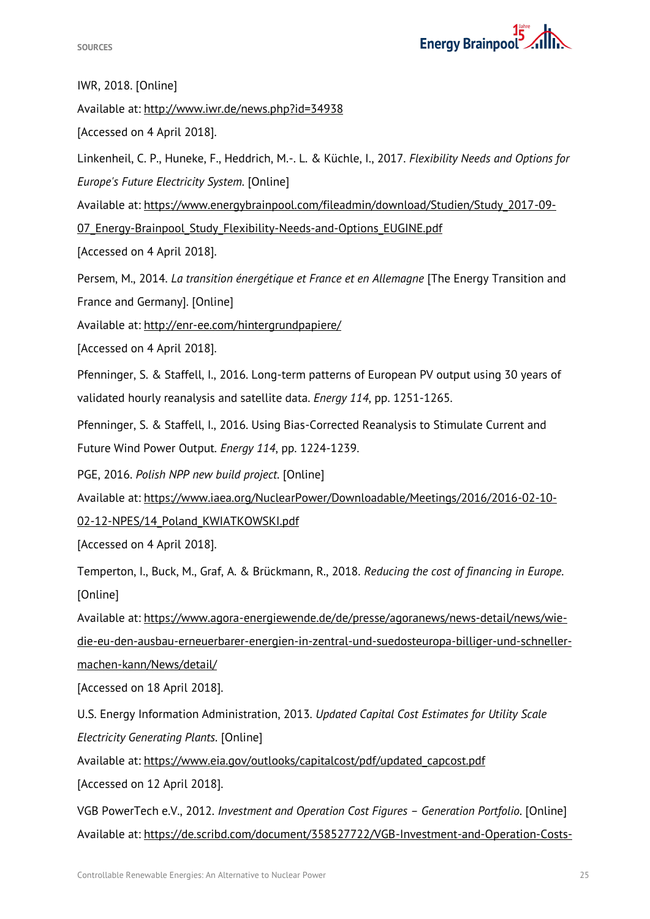IWR, 2018. [Online]

Available at: http://www.iwr.de/news.php?id=34938

[Accessed on 4 April 2018].

Linkenheil, C. P., Huneke, F., Heddrich, M.-. L. & Küchle, I., 2017. *Flexibility Needs and Options for Europe's Future Electricity System*. [Online]

Available at: https://www.energybrainpool.com/fileadmin/download/Studien/Study_2017-09-07_Energy-Brainpool_Study_Flexibility-Needs-and-Options_EUGINE.pdf

[Accessed on 4 April 2018].

Persem, M., 2014. *La transition énergétique et France et en Allemagne* [The Energy Transition and France and Germany]. [Online]

Available at: http://enr-ee.com/hintergrundpapiere/

[Accessed on 4 April 2018].

Pfenninger, S. & Staffell, I., 2016. Long-term patterns of European PV output using 30 years of validated hourly reanalysis and satellite data. *Energy 114*, pp. 1251-1265.

Pfenninger, S. & Staffell, I., 2016. Using Bias-Corrected Reanalysis to Stimulate Current and Future Wind Power Output. *Energy 114*, pp. 1224-1239.

PGE, 2016. *Polish NPP new build project*. [Online]

Available at: https://www.iaea.org/NuclearPower/Downloadable/Meetings/2016/2016-02-10-02-12-NPES/14_Poland_KWIATKOWSKI.pdf

[Accessed on 4 April 2018].

Temperton, I., Buck, M., Graf, A. & Brückmann, R., 2018. *Reducing the cost of financing in Europe*. [Online]

Available at: https://www.agora-energiewende.de/de/presse/agoranews/news-detail/news/wie-die-eu-den-ausbau-erneuerbarer-energien-in-zentral-und-suedosteuropa-billiger-und-schneller-machen-kann/News/detail/

[Accessed on 18 April 2018].

U.S. Energy Information Administration, 2013. *Updated Capital Cost Estimates for Utility Scale Electricity Generating Plants*. [Online]

Available at: https://www.eia.gov/outlooks/capitalcost/pdf/updated_capcost.pdf

[Accessed on 12 April 2018].

VGB PowerTech e.V., 2012. *Investment and Operation Cost Figures – Generation Portfolio*. [Online]

Available at: https://de.scribd.com/document/358527722/VGB-Investment-and-Operation-Costs-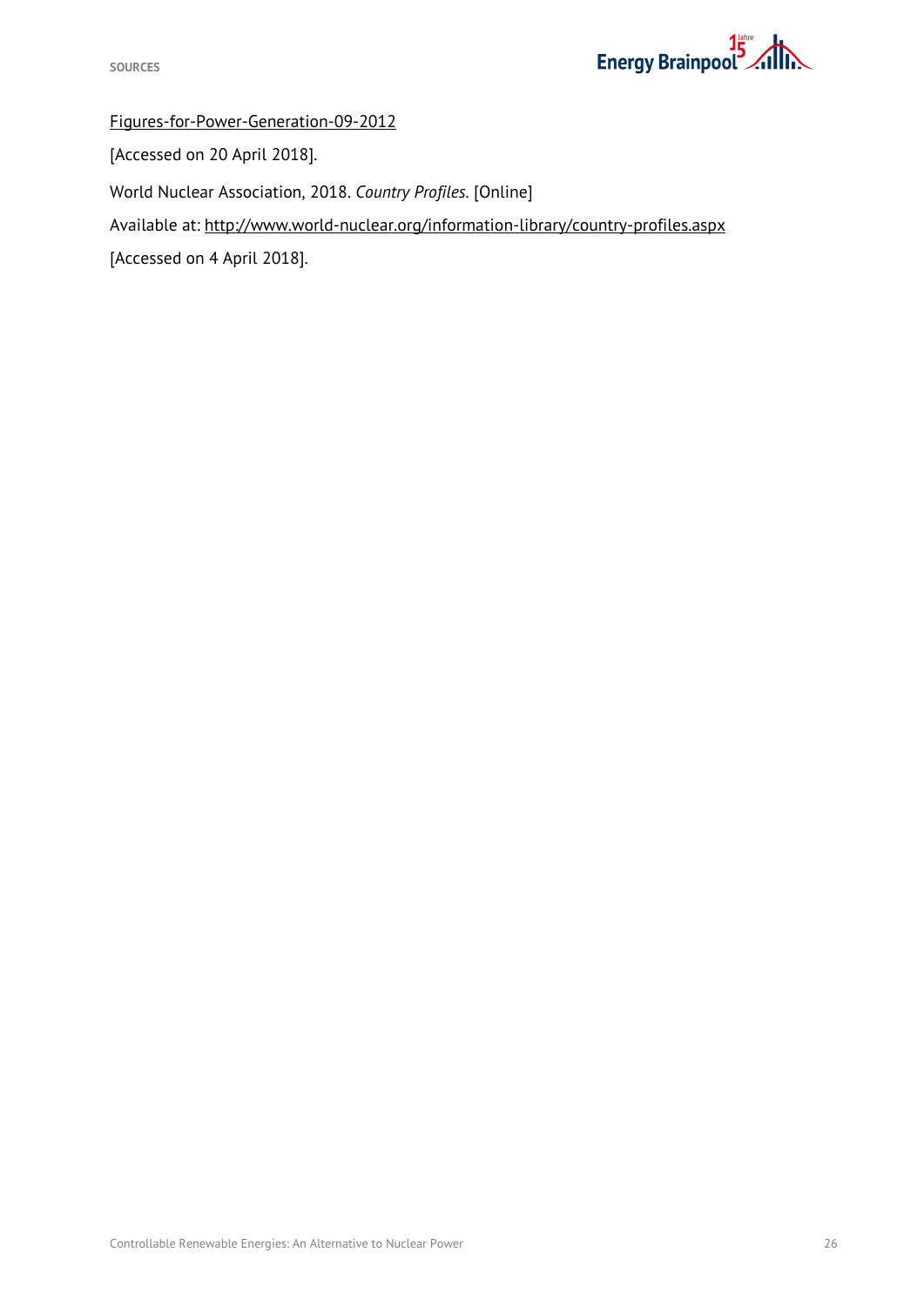Figures-for-Power-Generation-09-2012

[Accessed on 20 April 2018].

World Nuclear Association, 2018. *Country Profiles.* [Online]

Available at: http://www.world-nuclear.org/information-library/country-profiles.aspx

[Accessed on 4 April 2018].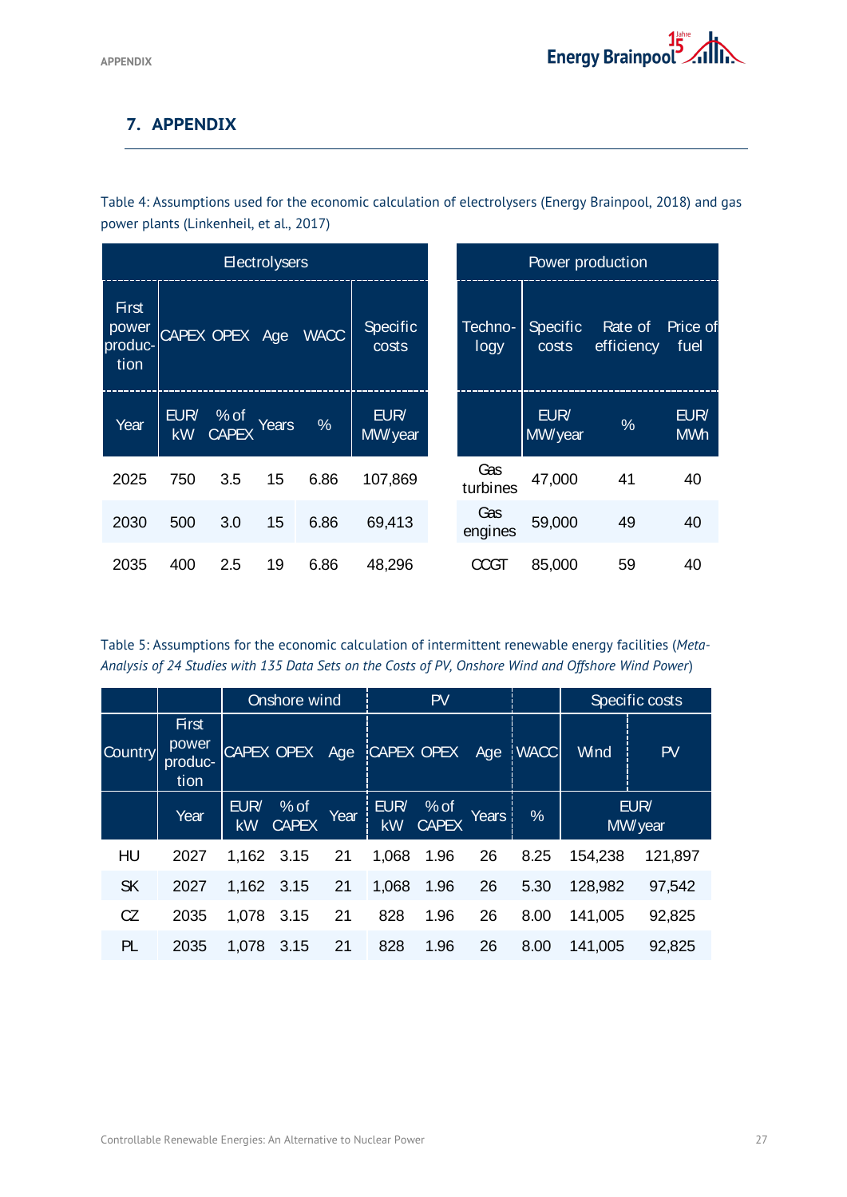## 7. APPENDIX

Table 4: Assumptions used for the economic calculation of electrolysers (Energy Brainpool, 2018) and gas power plants (Linkenheil, et al., 2017)

| Electrolysers | | | | | |
|---|---|---|---|---|---|
| First power production | CAPEX | OPEX | Age | WACC | Specific costs |
| Year | EUR/ kW | % of CAPEX | Years | % | EUR/ MW/year |
| 2025 | 750 | 3.5 | 15 | 6.86 | 107,869 |
| 2030 | 500 | 3.0 | 15 | 6.86 | 69,413 |
| 2035 | 400 | 2.5 | 19 | 6.86 | 48,296 |

| Power production | | | |
|---|---|---|---|
| Techno-logy | Specific costs | Rate of efficiency | Price of fuel |
| | EUR/ MW/year | % | EUR/ MWh |
| Gas turbines | 47,000 | 41 | 40 |
| Gas engines | 59,000 | 49 | 40 |
| CCGT | 85,000 | 59 | 40 |

Table 5: Assumptions for the economic calculation of intermittent renewable energy facilities (*Meta-Analysis of 24 Studies with 135 Data Sets on the Costs of PV, Onshore Wind and Offshore Wind Power*)

| | | Onshore wind | | | PV | | | | Specific costs | |
|---|---|---|---|---|---|---|---|---|---|---|
| Country | First power produc-tion | CAPEX | OPEX | Age | CAPEX | OPEX | Age | WACC | Wind | PV |
| | Year | EUR/ kW | % of CAPEX | Year | EUR/ kW | % of CAPEX | Years | % | EUR/ MW/year | |
| HU | 2027 | 1,162 | 3.15 | 21 | 1,068 | 1.96 | 26 | 8.25 | 154,238 | 121,897 |
| SK | 2027 | 1,162 | 3.15 | 21 | 1,068 | 1.96 | 26 | 5.30 | 128,982 | 97,542 |
| CZ | 2035 | 1,078 | 3.15 | 21 | 828 | 1.96 | 26 | 8.00 | 141,005 | 92,825 |
| PL | 2035 | 1,078 | 3.15 | 21 | 828 | 1.96 | 26 | 8.00 | 141,005 | 92,825 |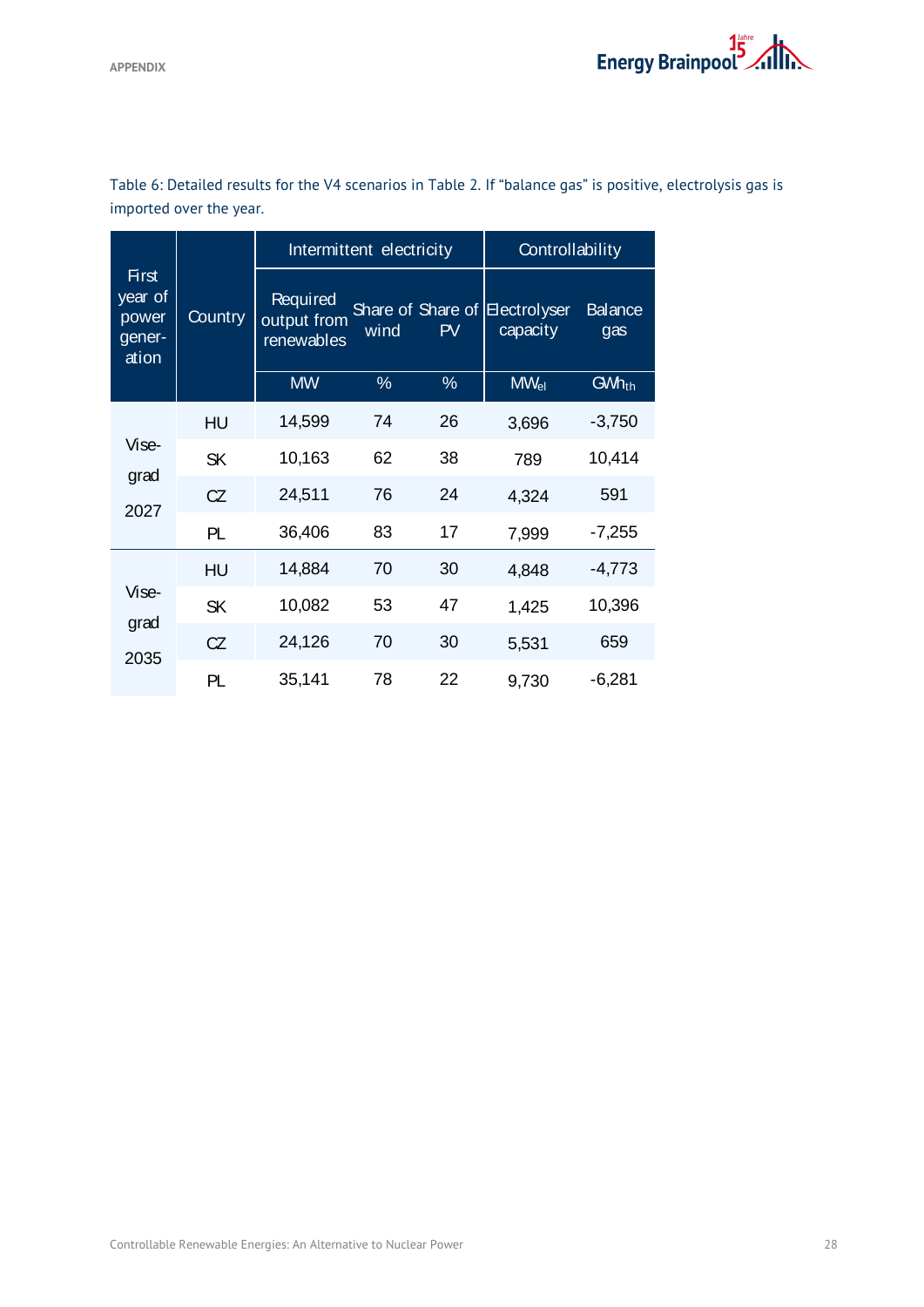Table 6: Detailed results for the V4 scenarios in Table 2. If “balance gas” is positive, electrolysis gas is imported over the year.

| First year of power gener-ation | Country | Intermittent electricity | | | Controllability | |
|---|---|---|---|---|---|---|
| | | Required output from renewables | Share of wind | Share of PV | Electrolyser capacity | Balance gas |
| | | MW | % | % | $MW_{el}$ | $GWh_{th}$ |
| Vise-grad 2027 | HU | 14,599 | 74 | 26 | 3,696 | -3,750 |
| | SK | 10,163 | 62 | 38 | 789 | 10,414 |
| | CZ | 24,511 | 76 | 24 | 4,324 | 591 |
| | PL | 36,406 | 83 | 17 | 7,999 | -7,255 |
| Vise-grad 2035 | HU | 14,884 | 70 | 30 | 4,848 | -4,773 |
| | SK | 10,082 | 53 | 47 | 1,425 | 10,396 |
| | CZ | 24,126 | 70 | 30 | 5,531 | 659 |
| | PL | 35,141 | 78 | 22 | 9,730 | -6,281 |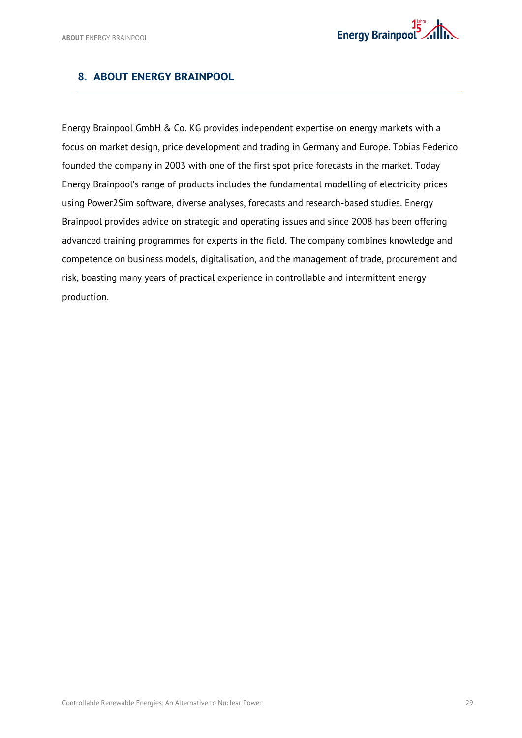## 8. ABOUT ENERGY BRAINPOOL

Energy Brainpool GmbH & Co. KG provides independent expertise on energy markets with a focus on market design, price development and trading in Germany and Europe. Tobias Federico founded the company in 2003 with one of the first spot price forecasts in the market. Today Energy Brainpool's range of products includes the fundamental modelling of electricity prices using Power2Sim software, diverse analyses, forecasts and research-based studies. Energy Brainpool provides advice on strategic and operating issues and since 2008 has been offering advanced training programmes for experts in the field. The company combines knowledge and competence on business models, digitalisation, and the management of trade, procurement and risk, boasting many years of practical experience in controllable and intermittent energy production.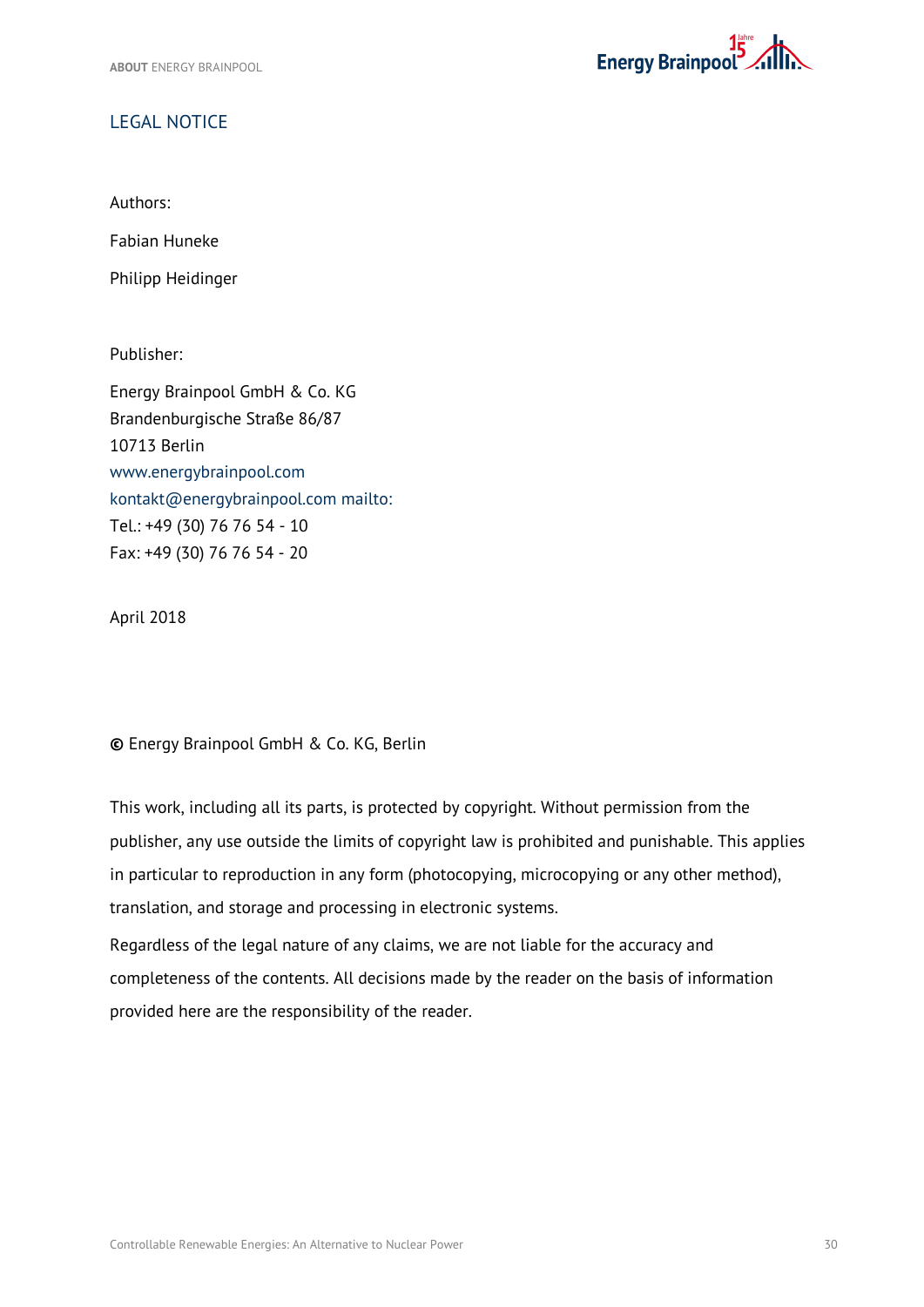## LEGAL NOTICE

Authors:

Fabian Huneke

Philipp Heidinger

Publisher:

Energy Brainpool GmbH & Co. KG
Brandenburgische Straße 86/87
10713 Berlin
www.energybrainpool.com
kontakt@energybrainpool.com mailto:
Tel.: +49 (30) 76 76 54 - 10
Fax: +49 (30) 76 76 54 - 20

April 2018

**©** Energy Brainpool GmbH & Co. KG, Berlin

This work, including all its parts, is protected by copyright. Without permission from the publisher, any use outside the limits of copyright law is prohibited and punishable. This applies in particular to reproduction in any form (photocopying, microcopying or any other method), translation, and storage and processing in electronic systems.

Regardless of the legal nature of any claims, we are not liable for the accuracy and completeness of the contents. All decisions made by the reader on the basis of information provided here are the responsibility of the reader.